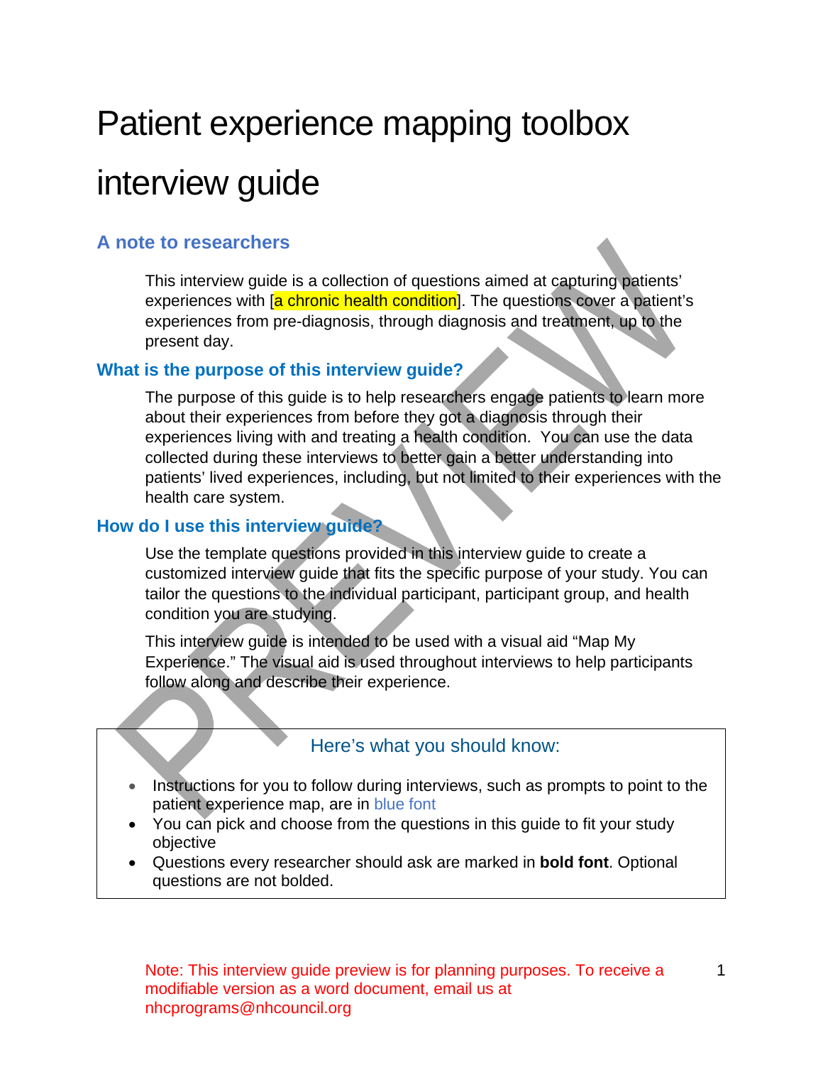# Patient experience mapping toolbox interview guide

## A note to researchers

This interview guide is a collection of questions aimed at capturing patients' experiences with [a chronic health condition]. The questions cover a patient's experiences from pre-diagnosis, through diagnosis and treatment, up to the present day.

## What is the purpose of this interview guide?

The purpose of this guide is to help researchers engage patients to learn more about their experiences from before they got a diagnosis through their experiences living with and treating a health condition. You can use the data collected during these interviews to better gain a better understanding into patients' lived experiences, including, but not limited to their experiences with the health care system.

## How do I use this interview guide?

Use the template questions provided in this interview guide to create a customized interview guide that fits the specific purpose of your study. You can tailor the questions to the individual participant, participant group, and health condition you are studying.

This interview guide is intended to be used with a visual aid "Map My Experience." The visual aid is used throughout interviews to help participants follow along and describe their experience.

### Here's what you should know:

- Instructions for you to follow during interviews, such as prompts to point to the patient experience map, are in blue font
- You can pick and choose from the questions in this guide to fit your study objective
- Questions every researcher should ask are marked in **bold font**. Optional questions are not bolded.

Note: This interview guide preview is for planning purposes. To receive a modifiable version as a word document, email us at nhcprograms@nhcouncil.org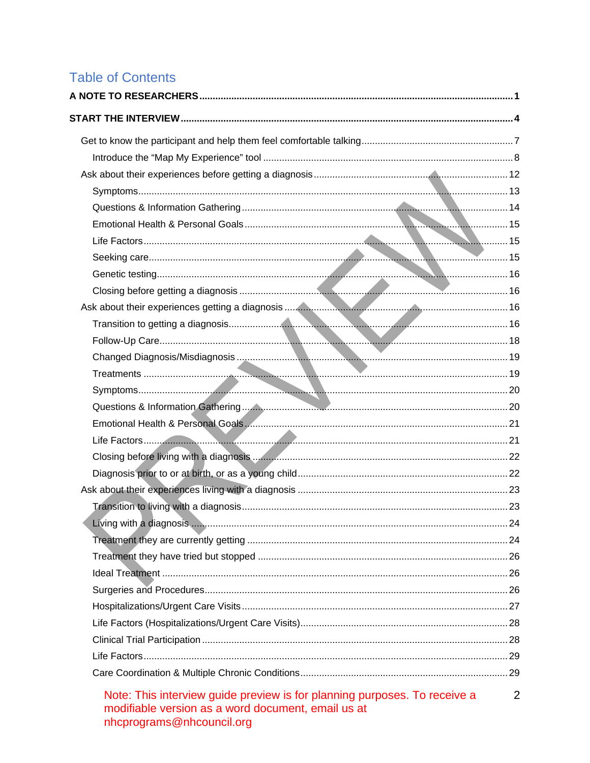# Table of Contents

**A NOTE TO RESEARCHERS** .......... **1**

**START THE INTERVIEW** .......... **4**

- Get to know the participant and help them feel comfortable talking .......... 7
  - Introduce the "Map My Experience" tool .......... 8
- Ask about their experiences before getting a diagnosis .......... 12
  - Symptoms .......... 13
  - Questions & Information Gathering .......... 14
  - Emotional Health & Personal Goals .......... 15
  - Life Factors .......... 15
  - Seeking care .......... 15
  - Genetic testing .......... 16
  - Closing before getting a diagnosis .......... 16
- Ask about their experiences getting a diagnosis .......... 16
  - Transition to getting a diagnosis .......... 16
  - Follow-Up Care .......... 18
  - Changed Diagnosis/Misdiagnosis .......... 19
  - Treatments .......... 19
  - Symptoms .......... 20
  - Questions & Information Gathering .......... 20
  - Emotional Health & Personal Goals .......... 21
  - Life Factors .......... 21
  - Closing before living with a diagnosis .......... 22
  - Diagnosis prior to or at birth, or as a young child .......... 22
- Ask about their experiences living with a diagnosis .......... 23
  - Transition to living with a diagnosis .......... 23
  - Living with a diagnosis .......... 24
  - Treatment they are currently getting .......... 24
  - Treatment they have tried but stopped .......... 26
  - Ideal Treatment .......... 26
  - Surgeries and Procedures .......... 26
  - Hospitalizations/Urgent Care Visits .......... 27
  - Life Factors (Hospitalizations/Urgent Care Visits) .......... 28
  - Clinical Trial Participation .......... 28
  - Life Factors .......... 29
  - Care Coordination & Multiple Chronic Conditions .......... 29

Note: This interview guide preview is for planning purposes. To receive a modifiable version as a word document, email us at nhcprograms@nhcouncil.org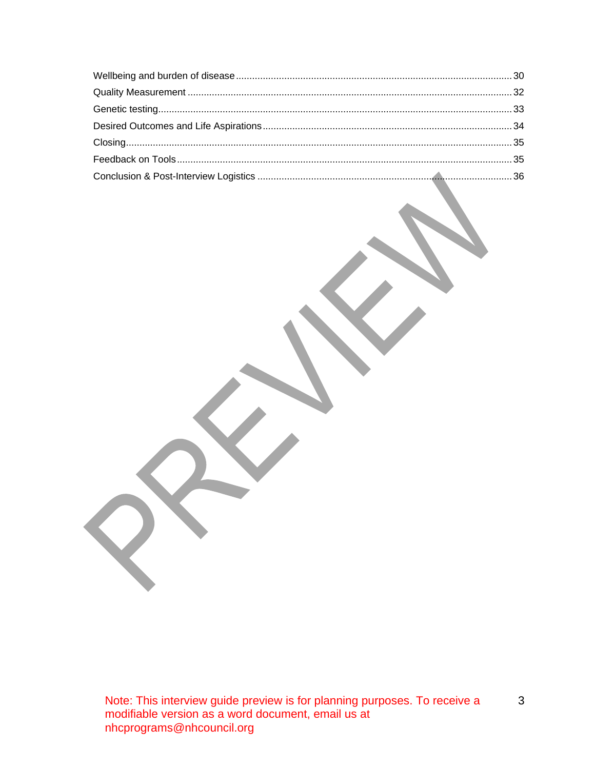Wellbeing and burden of disease ........................................................................................................ 30
Quality Measurement ....................................................................................................................... 32
Genetic testing.................................................................................................................................. 33
Desired Outcomes and Life Aspirations ............................................................................................ 34
Closing.............................................................................................................................................. 35
Feedback on Tools............................................................................................................................ 35
Conclusion & Post-Interview Logistics .............................................................................................. 36

Note: This interview guide preview is for planning purposes. To receive a modifiable version as a word document, email us at nhcprograms@nhcouncil.org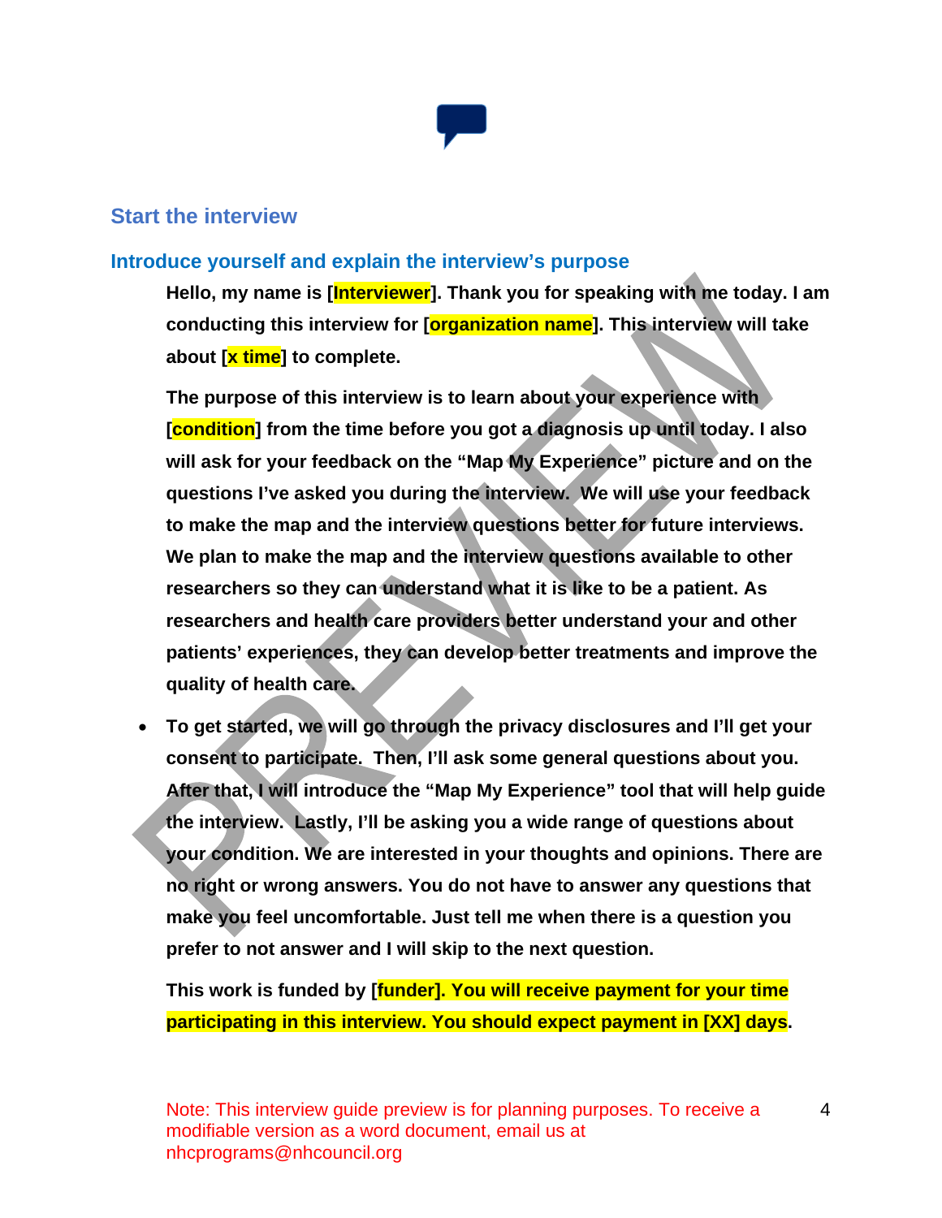## Start the interview

### Introduce yourself and explain the interview's purpose

**Hello, my name is [Interviewer]. Thank you for speaking with me today. I am conducting this interview for [organization name]. This interview will take about [x time] to complete.**

**The purpose of this interview is to learn about your experience with [condition] from the time before you got a diagnosis up until today. I also will ask for your feedback on the "Map My Experience" picture and on the questions I've asked you during the interview. We will use your feedback to make the map and the interview questions better for future interviews. We plan to make the map and the interview questions available to other researchers so they can understand what it is like to be a patient. As researchers and health care providers better understand your and other patients' experiences, they can develop better treatments and improve the quality of health care.**

- **To get started, we will go through the privacy disclosures and I'll get your consent to participate. Then, I'll ask some general questions about you. After that, I will introduce the "Map My Experience" tool that will help guide the interview. Lastly, I'll be asking you a wide range of questions about your condition. We are interested in your thoughts and opinions. There are no right or wrong answers. You do not have to answer any questions that make you feel uncomfortable. Just tell me when there is a question you prefer to not answer and I will skip to the next question.**

**This work is funded by [funder]. You will receive payment for your time participating in this interview. You should expect payment in [XX] days.**

Note: This interview guide preview is for planning purposes. To receive a modifiable version as a word document, email us at nhcprograms@nhcouncil.org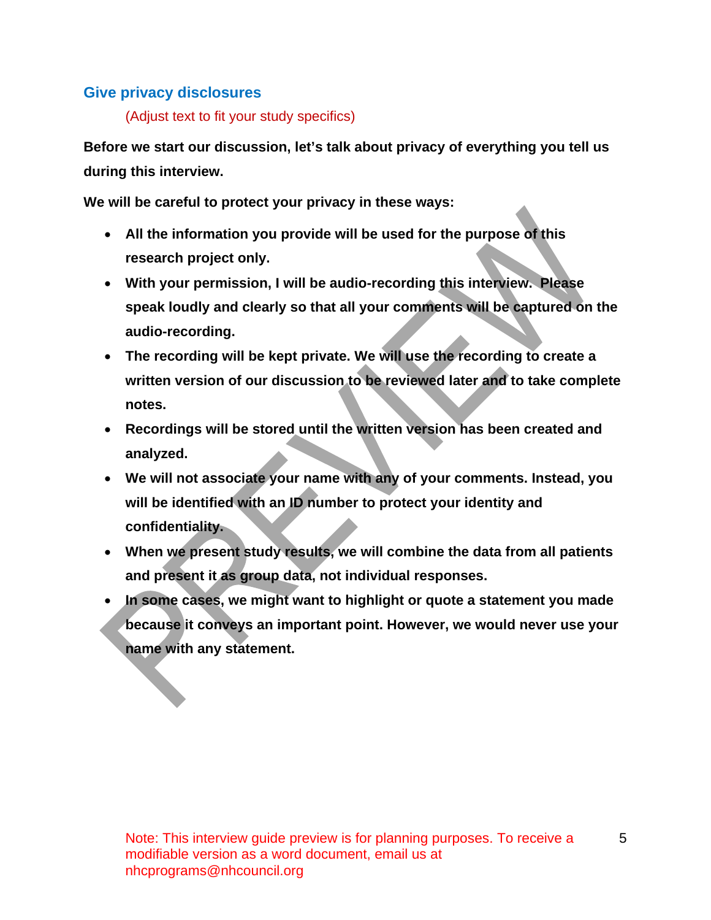## Give privacy disclosures

(Adjust text to fit your study specifics)

**Before we start our discussion, let's talk about privacy of everything you tell us during this interview.**

**We will be careful to protect your privacy in these ways:**

- **All the information you provide will be used for the purpose of this research project only.**
- **With your permission, I will be audio-recording this interview. Please speak loudly and clearly so that all your comments will be captured on the audio-recording.**
- **The recording will be kept private. We will use the recording to create a written version of our discussion to be reviewed later and to take complete notes.**
- **Recordings will be stored until the written version has been created and analyzed.**
- **We will not associate your name with any of your comments. Instead, you will be identified with an ID number to protect your identity and confidentiality.**
- **When we present study results, we will combine the data from all patients and present it as group data, not individual responses.**
- **In some cases, we might want to highlight or quote a statement you made because it conveys an important point. However, we would never use your name with any statement.**

Note: This interview guide preview is for planning purposes. To receive a modifiable version as a word document, email us at nhcprograms@nhcouncil.org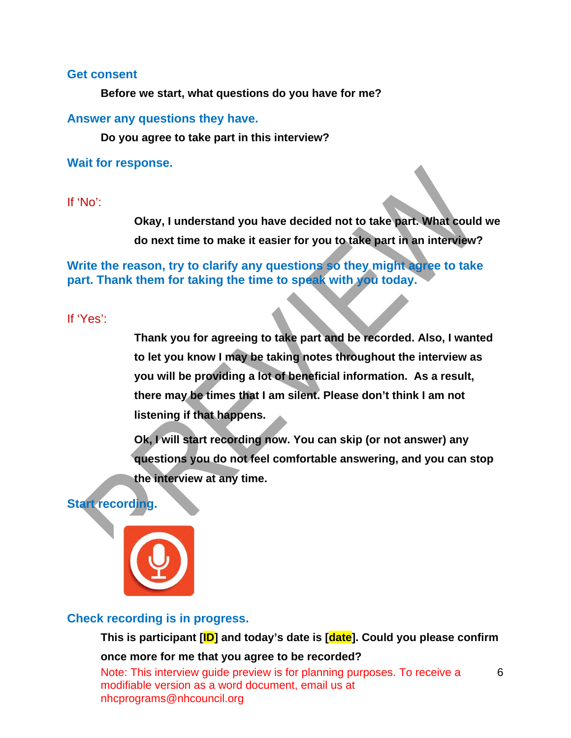**Get consent**

**Before we start, what questions do you have for me?**

**Answer any questions they have.**

**Do you agree to take part in this interview?**

**Wait for response.**

If 'No':

**Okay, I understand you have decided not to take part. What could we do next time to make it easier for you to take part in an interview?**

**Write the reason, try to clarify any questions so they might agree to take part. Thank them for taking the time to speak with you today.**

If 'Yes':

**Thank you for agreeing to take part and be recorded. Also, I wanted to let you know I may be taking notes throughout the interview as you will be providing a lot of beneficial information. As a result, there may be times that I am silent. Please don't think I am not listening if that happens.**

**Ok, I will start recording now. You can skip (or not answer) any questions you do not feel comfortable answering, and you can stop the interview at any time.**

**Start recording.**

**Check recording is in progress.**

**This is participant [ID] and today's date is [date]. Could you please confirm once more for me that you agree to be recorded?**

Note: This interview guide preview is for planning purposes. To receive a modifiable version as a word document, email us at nhcprograms@nhcouncil.org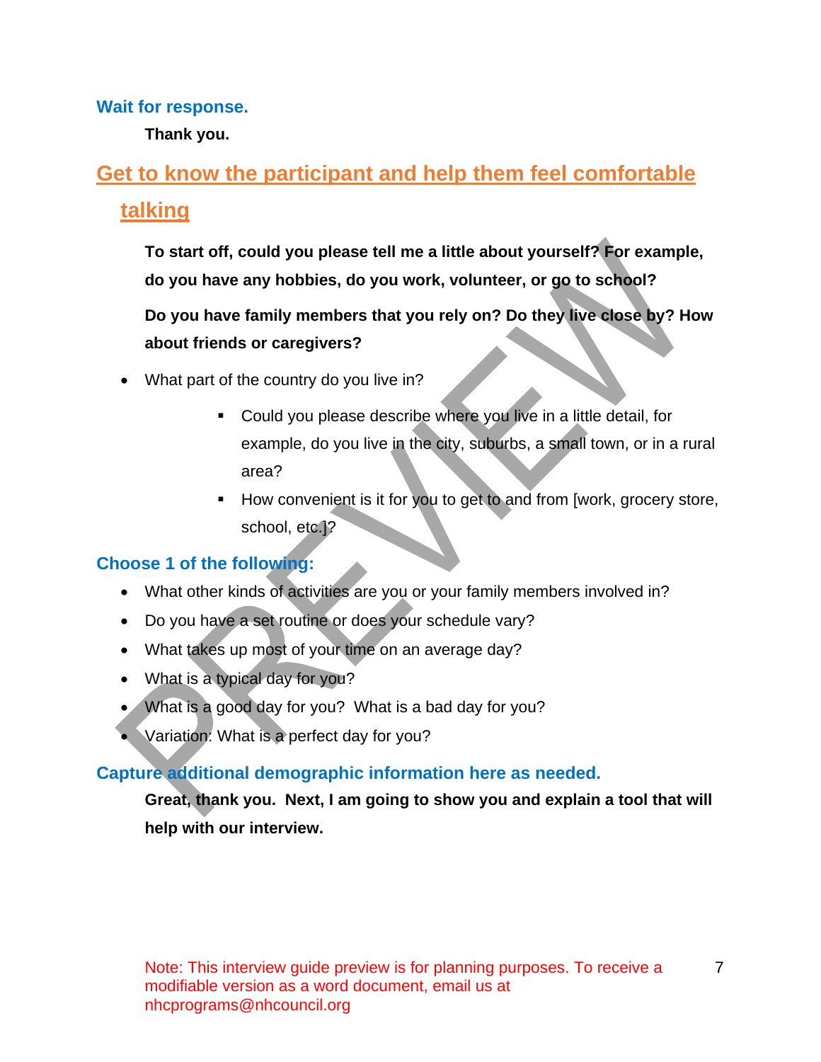**Wait for response.**

**Thank you.**

## Get to know the participant and help them feel comfortable talking

**To start off, could you please tell me a little about yourself? For example, do you have any hobbies, do you work, volunteer, or go to school?**

**Do you have family members that you rely on? Do they live close by? How about friends or caregivers?**

- What part of the country do you live in?
  - Could you please describe where you live in a little detail, for example, do you live in the city, suburbs, a small town, or in a rural area?
  - How convenient is it for you to get to and from [work, grocery store, school, etc.]?

**Choose 1 of the following:**

- What other kinds of activities are you or your family members involved in?
- Do you have a set routine or does your schedule vary?
- What takes up most of your time on an average day?
- What is a typical day for you?
- What is a good day for you? What is a bad day for you?
- Variation: What is a perfect day for you?

**Capture additional demographic information here as needed.**

**Great, thank you. Next, I am going to show you and explain a tool that will help with our interview.**

Note: This interview guide preview is for planning purposes. To receive a modifiable version as a word document, email us at nhcprograms@nhcouncil.org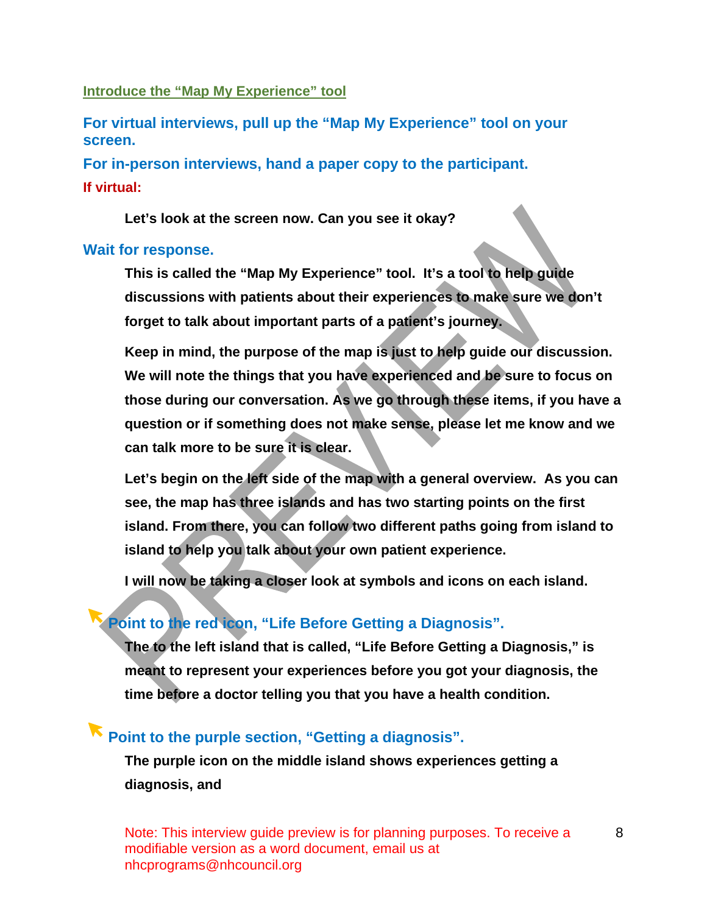## Introduce the "Map My Experience" tool

**For virtual interviews, pull up the "Map My Experience" tool on your screen.**

**For in-person interviews, hand a paper copy to the participant.**

**If virtual:**

> **Let's look at the screen now. Can you see it okay?**

**Wait for response.**

> **This is called the "Map My Experience" tool. It's a tool to help guide discussions with patients about their experiences to make sure we don't forget to talk about important parts of a patient's journey.**
>
> **Keep in mind, the purpose of the map is just to help guide our discussion. We will note the things that you have experienced and be sure to focus on those during our conversation. As we go through these items, if you have a question or if something does not make sense, please let me know and we can talk more to be sure it is clear.**
>
> **Let's begin on the left side of the map with a general overview. As you can see, the map has three islands and has two starting points on the first island. From there, you can follow two different paths going from island to island to help you talk about your own patient experience.**
>
> **I will now be taking a closer look at symbols and icons on each island.**

**Point to the red icon, "Life Before Getting a Diagnosis".**

> **The to the left island that is called, "Life Before Getting a Diagnosis," is meant to represent your experiences before you got your diagnosis, the time before a doctor telling you that you have a health condition.**

**Point to the purple section, "Getting a diagnosis".**

> **The purple icon on the middle island shows experiences getting a diagnosis, and**

Note: This interview guide preview is for planning purposes. To receive a modifiable version as a word document, email us at nhcprograms@nhcouncil.org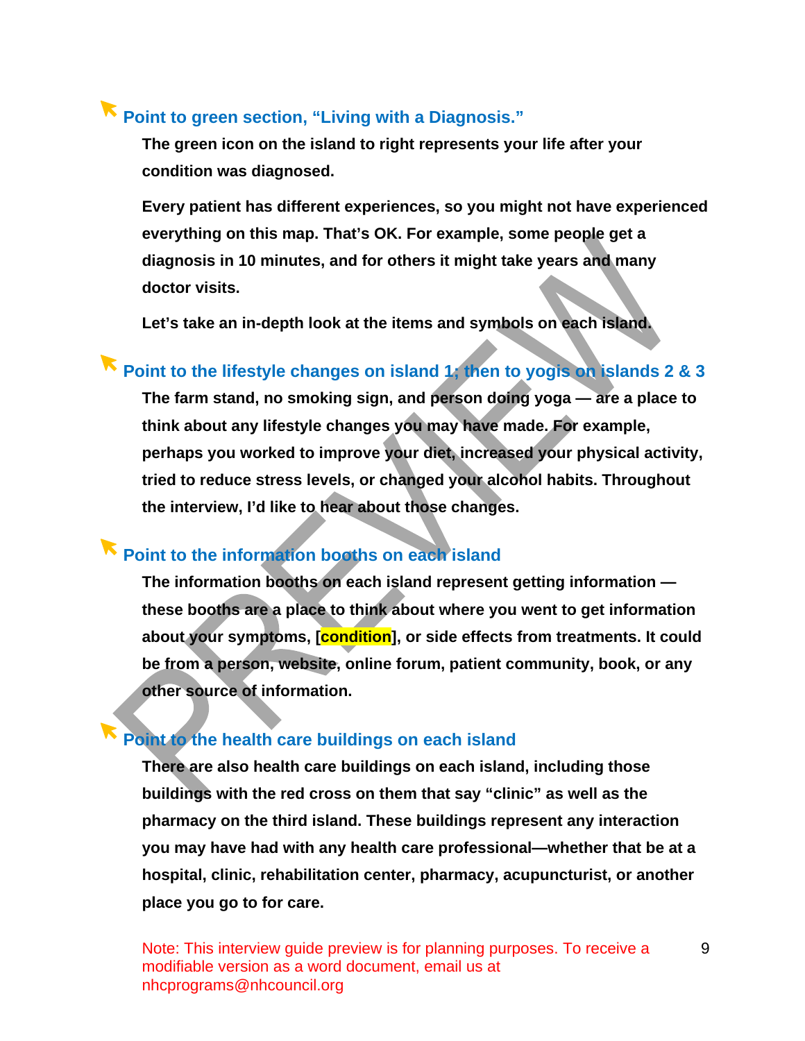**Point to green section, "Living with a Diagnosis."**

**The green icon on the island to right represents your life after your condition was diagnosed.**

**Every patient has different experiences, so you might not have experienced everything on this map. That's OK. For example, some people get a diagnosis in 10 minutes, and for others it might take years and many doctor visits.**

**Let's take an in-depth look at the items and symbols on each island.**

**Point to the lifestyle changes on island 1; then to yogis on islands 2 & 3**

**The farm stand, no smoking sign, and person doing yoga — are a place to think about any lifestyle changes you may have made. For example, perhaps you worked to improve your diet, increased your physical activity, tried to reduce stress levels, or changed your alcohol habits. Throughout the interview, I'd like to hear about those changes.**

**Point to the information booths on each island**

**The information booths on each island represent getting information — these booths are a place to think about where you went to get information about your symptoms, [condition], or side effects from treatments. It could be from a person, website, online forum, patient community, book, or any other source of information.**

**Point to the health care buildings on each island**

**There are also health care buildings on each island, including those buildings with the red cross on them that say "clinic" as well as the pharmacy on the third island. These buildings represent any interaction you may have had with any health care professional—whether that be at a hospital, clinic, rehabilitation center, pharmacy, acupuncturist, or another place you go to for care.**

Note: This interview guide preview is for planning purposes. To receive a modifiable version as a word document, email us at nhcprograms@nhcouncil.org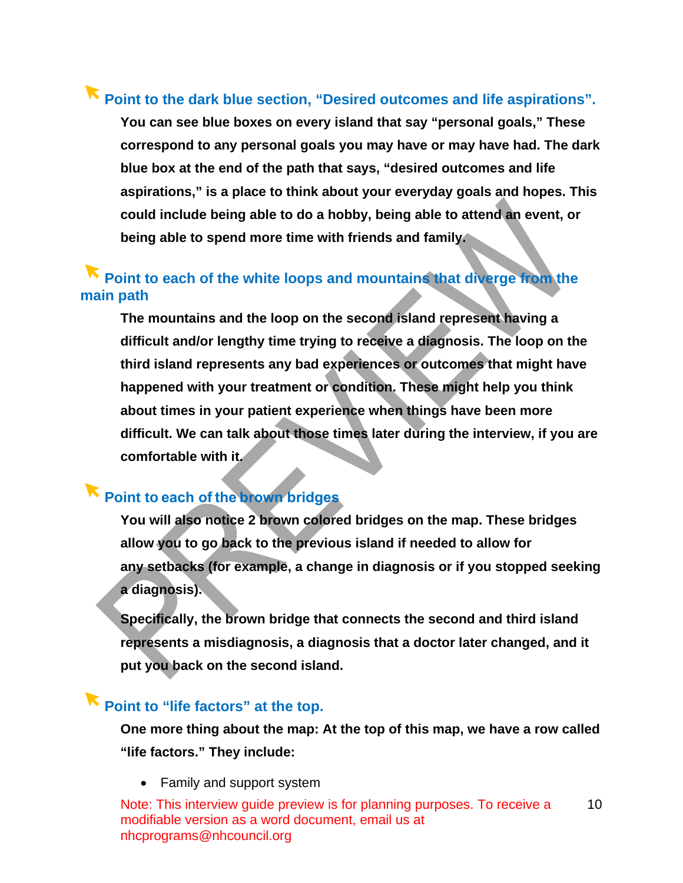**Point to the dark blue section, "Desired outcomes and life aspirations".**

**You can see blue boxes on every island that say "personal goals," These correspond to any personal goals you may have or may have had. The dark blue box at the end of the path that says, "desired outcomes and life aspirations," is a place to think about your everyday goals and hopes. This could include being able to do a hobby, being able to attend an event, or being able to spend more time with friends and family.**

**Point to each of the white loops and mountains that diverge from the main path**

**The mountains and the loop on the second island represent having a difficult and/or lengthy time trying to receive a diagnosis. The loop on the third island represents any bad experiences or outcomes that might have happened with your treatment or condition. These might help you think about times in your patient experience when things have been more difficult. We can talk about those times later during the interview, if you are comfortable with it.**

**Point to each of the brown bridges**

**You will also notice 2 brown colored bridges on the map. These bridges allow you to go back to the previous island if needed to allow for any setbacks (for example, a change in diagnosis or if you stopped seeking a diagnosis).**

**Specifically, the brown bridge that connects the second and third island represents a misdiagnosis, a diagnosis that a doctor later changed, and it put you back on the second island.**

**Point to "life factors" at the top.**

**One more thing about the map: At the top of this map, we have a row called "life factors." They include:**

- Family and support system

Note: This interview guide preview is for planning purposes. To receive a modifiable version as a word document, email us at nhcprograms@nhcouncil.org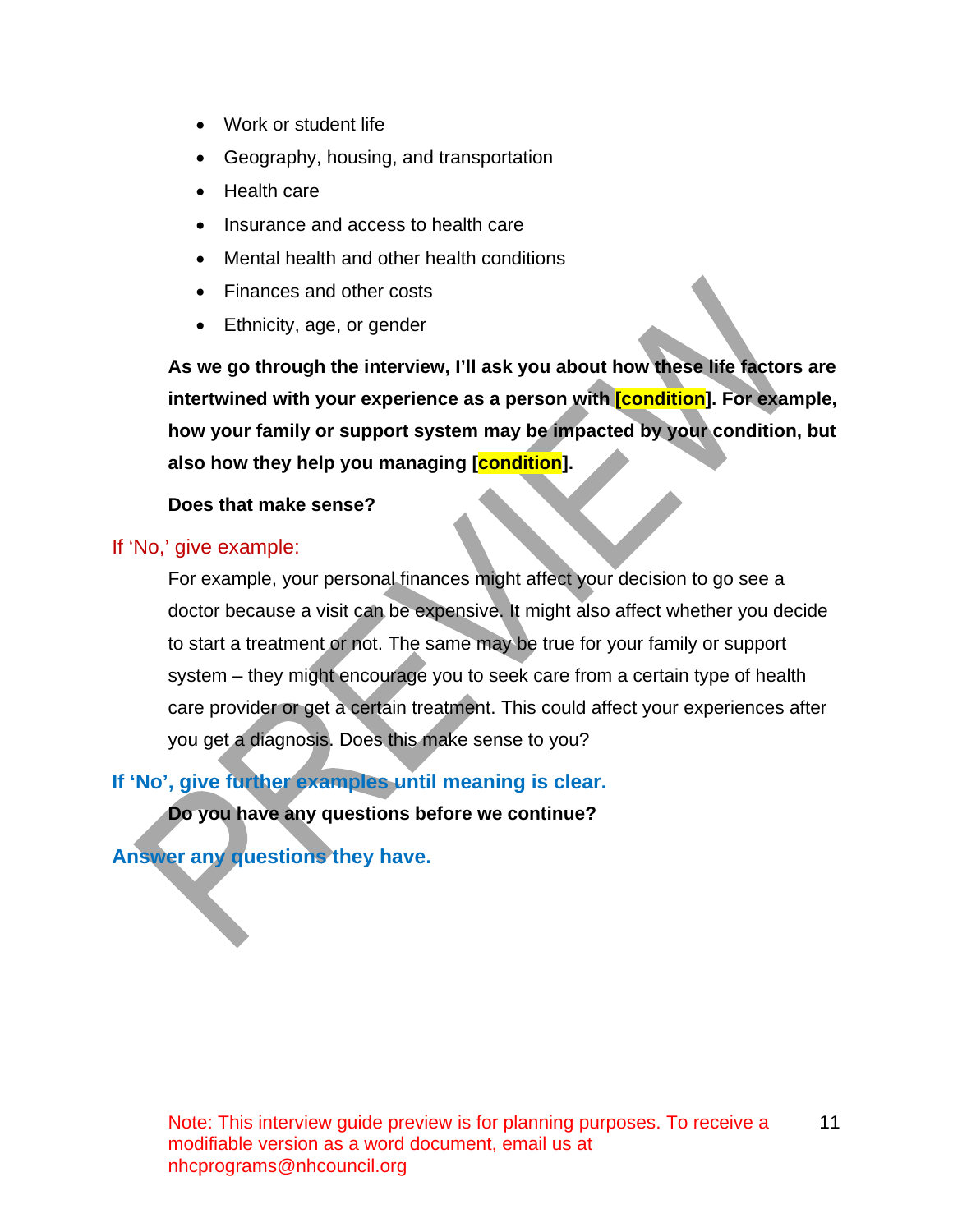- Work or student life
- Geography, housing, and transportation
- Health care
- Insurance and access to health care
- Mental health and other health conditions
- Finances and other costs
- Ethnicity, age, or gender

**As we go through the interview, I'll ask you about how these life factors are intertwined with your experience as a person with [condition]. For example, how your family or support system may be impacted by your condition, but also how they help you managing [condition].**

**Does that make sense?**

If 'No,' give example:

For example, your personal finances might affect your decision to go see a doctor because a visit can be expensive. It might also affect whether you decide to start a treatment or not. The same may be true for your family or support system – they might encourage you to seek care from a certain type of health care provider or get a certain treatment. This could affect your experiences after you get a diagnosis. Does this make sense to you?

**If 'No', give further examples until meaning is clear.**

**Do you have any questions before we continue?**

**Answer any questions they have.**

Note: This interview guide preview is for planning purposes. To receive a modifiable version as a word document, email us at nhcprograms@nhcouncil.org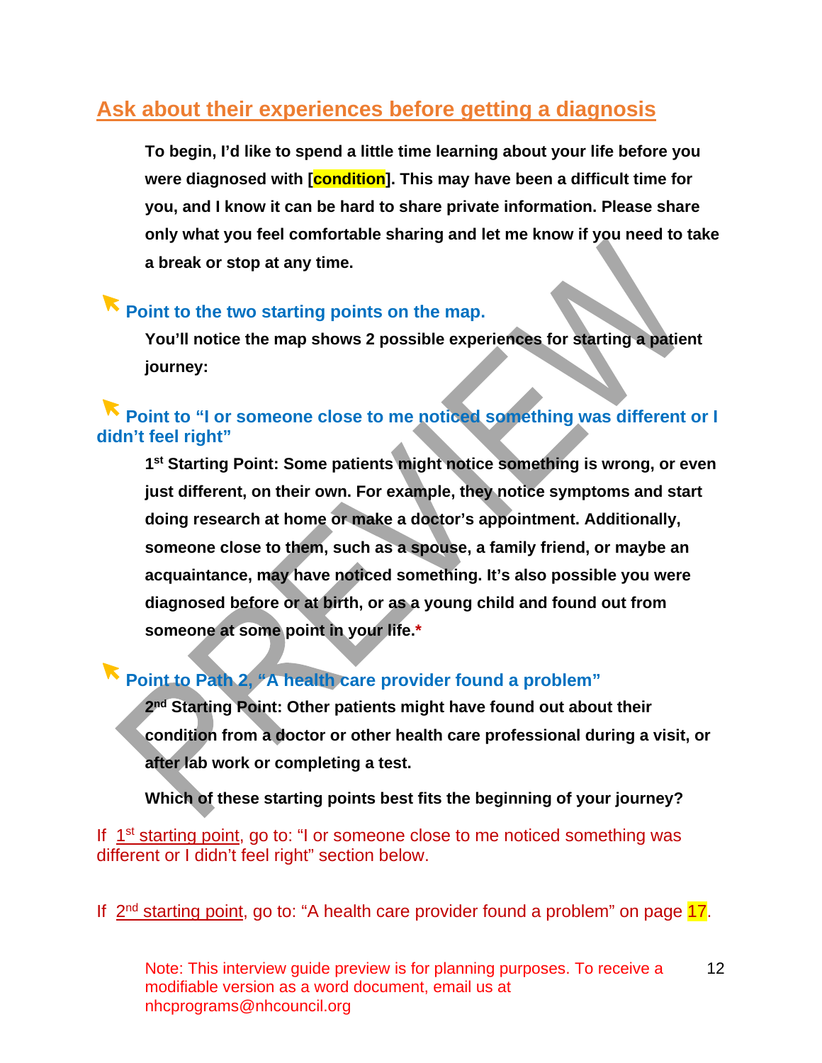## Ask about their experiences before getting a diagnosis

**To begin, I'd like to spend a little time learning about your life before you were diagnosed with [condition]. This may have been a difficult time for you, and I know it can be hard to share private information. Please share only what you feel comfortable sharing and let me know if you need to take a break or stop at any time.**

**Point to the two starting points on the map.**

**You'll notice the map shows 2 possible experiences for starting a patient journey:**

**Point to "I or someone close to me noticed something was different or I didn't feel right"**

**1st Starting Point: Some patients might notice something is wrong, or even just different, on their own. For example, they notice symptoms and start doing research at home or make a doctor's appointment. Additionally, someone close to them, such as a spouse, a family friend, or maybe an acquaintance, may have noticed something. It's also possible you were diagnosed before or at birth, or as a young child and found out from someone at some point in your life.***

**Point to Path 2, "A health care provider found a problem"**

**2nd Starting Point: Other patients might have found out about their condition from a doctor or other health care professional during a visit, or after lab work or completing a test.**

**Which of these starting points best fits the beginning of your journey?**

If 1st starting point, go to: "I or someone close to me noticed something was different or I didn't feel right" section below.

If 2nd starting point, go to: "A health care provider found a problem" on page 17.

Note: This interview guide preview is for planning purposes. To receive a modifiable version as a word document, email us at nhcprograms@nhcouncil.org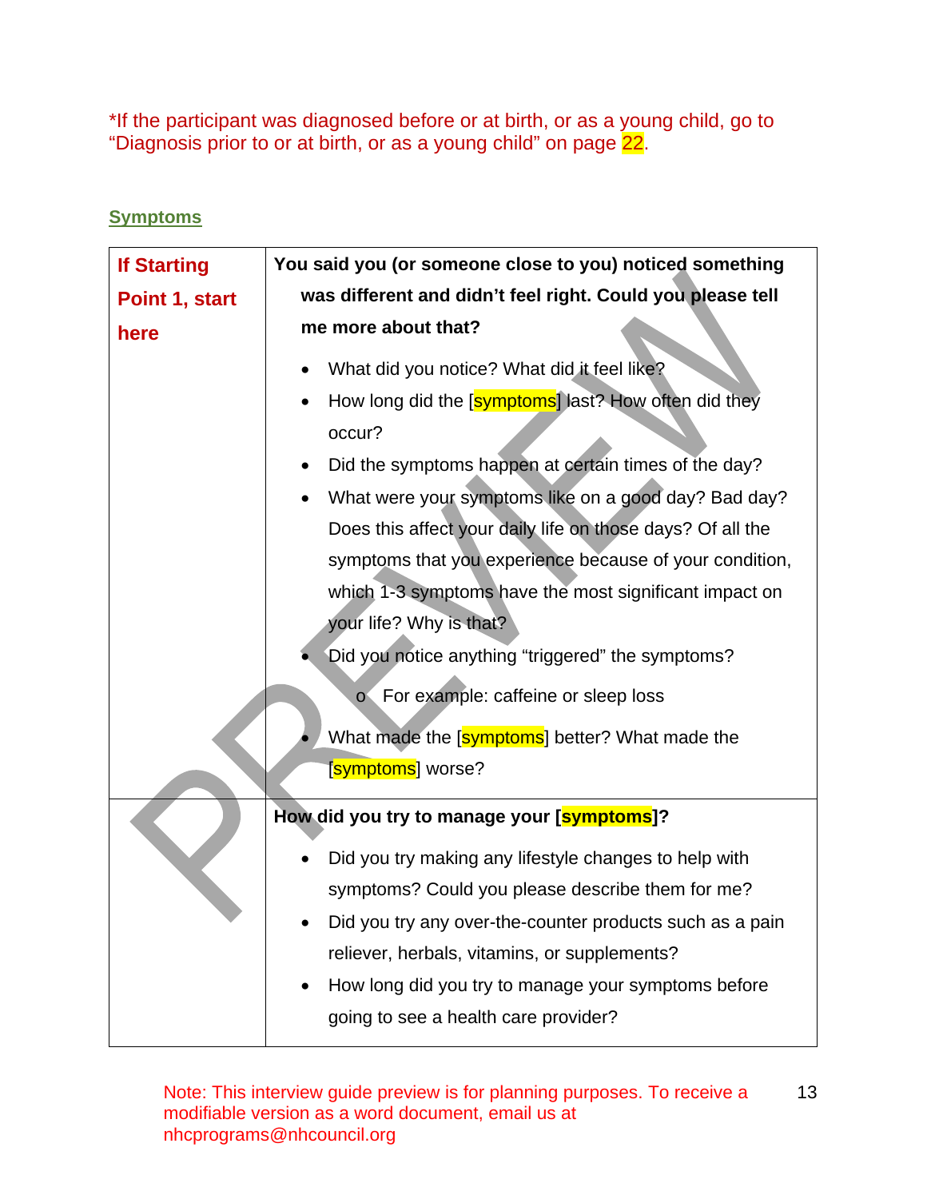*If the participant was diagnosed before or at birth, or as a young child, go to "Diagnosis prior to or at birth, or as a young child" on page 22.

## Symptoms

| | |
|---|---|
| **If Starting Point 1, start here** | **You said you (or someone close to you) noticed something was different and didn't feel right. Could you please tell me more about that?**<br>• What did you notice? What did it feel like?<br>• How long did the [symptoms] last? How often did they occur?<br>• Did the symptoms happen at certain times of the day?<br>• What were your symptoms like on a good day? Bad day? Does this affect your daily life on those days? Of all the symptoms that you experience because of your condition, which 1-3 symptoms have the most significant impact on your life? Why is that?<br>• Did you notice anything "triggered" the symptoms?<br>  o For example: caffeine or sleep loss<br>• What made the [symptoms] better? What made the [symptoms] worse? |
| | **How did you try to manage your [symptoms]?**<br>• Did you try making any lifestyle changes to help with symptoms? Could you please describe them for me?<br>• Did you try any over-the-counter products such as a pain reliever, herbals, vitamins, or supplements?<br>• How long did you try to manage your symptoms before going to see a health care provider? |

Note: This interview guide preview is for planning purposes. To receive a modifiable version as a word document, email us at nhcprograms@nhcouncil.org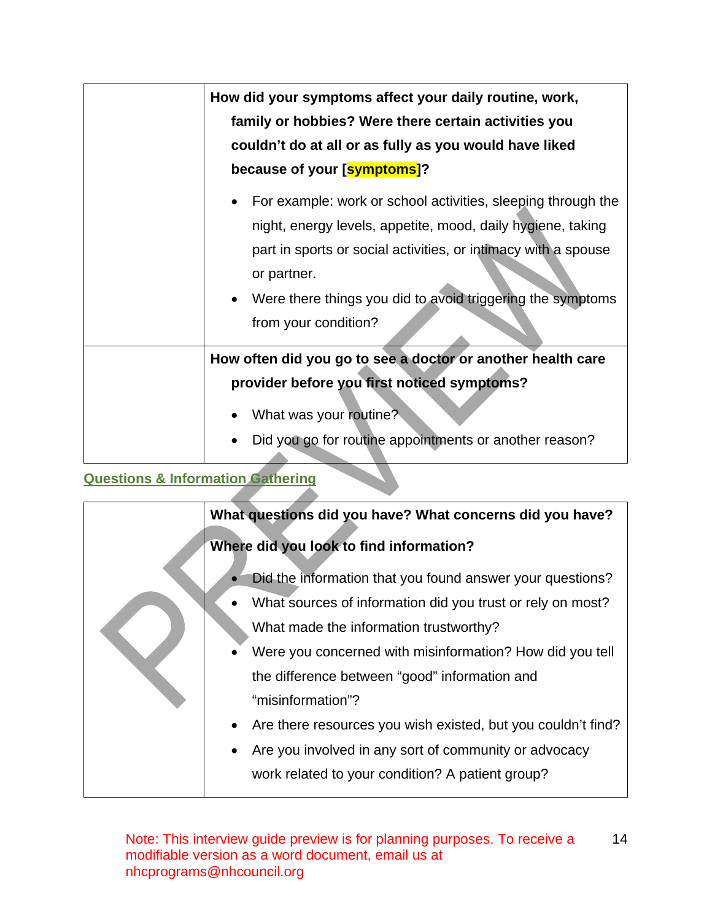| | |
|---|---|
| | **How did your symptoms affect your daily routine, work, family or hobbies? Were there certain activities you couldn't do at all or as fully as you would have liked because of your [symptoms]?**<br><br>• For example: work or school activities, sleeping through the night, energy levels, appetite, mood, daily hygiene, taking part in sports or social activities, or intimacy with a spouse or partner.<br>• Were there things you did to avoid triggering the symptoms from your condition? |
| | **How often did you go to see a doctor or another health care provider before you first noticed symptoms?**<br><br>• What was your routine?<br>• Did you go for routine appointments or another reason? |

## Questions & Information Gathering

| | |
|---|---|
| | **What questions did you have? What concerns did you have?**<br><br>**Where did you look to find information?**<br><br>• Did the information that you found answer your questions?<br>• What sources of information did you trust or rely on most? What made the information trustworthy?<br>• Were you concerned with misinformation? How did you tell the difference between "good" information and "misinformation"?<br>• Are there resources you wish existed, but you couldn't find?<br>• Are you involved in any sort of community or advocacy work related to your condition? A patient group? |

Note: This interview guide preview is for planning purposes. To receive a modifiable version as a word document, email us at nhcprograms@nhcouncil.org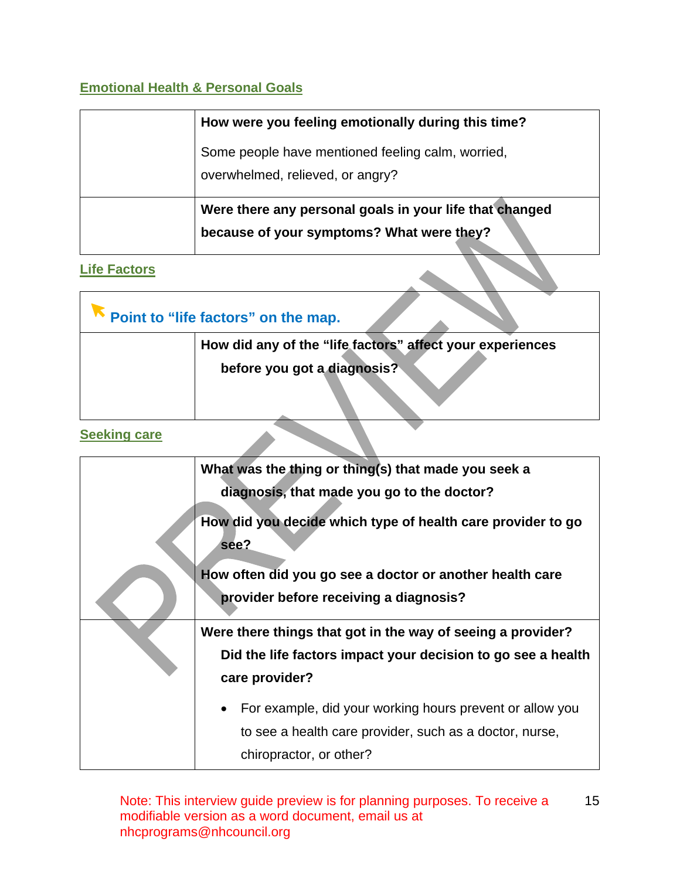## Emotional Health & Personal Goals

| | |
|---|---|
| | **How were you feeling emotionally during this time?** Some people have mentioned feeling calm, worried, overwhelmed, relieved, or angry? |
| | **Were there any personal goals in your life that changed because of your symptoms? What were they?** |

## Life Factors

| | |
|---|---|
| **Point to "life factors" on the map.** | |
| | **How did any of the "life factors" affect your experiences before you got a diagnosis?** |

## Seeking care

| | |
|---|---|
| | **What was the thing or thing(s) that made you seek a diagnosis, that made you go to the doctor?** **How did you decide which type of health care provider to go see?** **How often did you go see a doctor or another health care provider before receiving a diagnosis?** |
| | **Were there things that got in the way of seeing a provider? Did the life factors impact your decision to go see a health care provider?** • For example, did your working hours prevent or allow you to see a health care provider, such as a doctor, nurse, chiropractor, or other? |

Note: This interview guide preview is for planning purposes. To receive a modifiable version as a word document, email us at nhcprograms@nhcouncil.org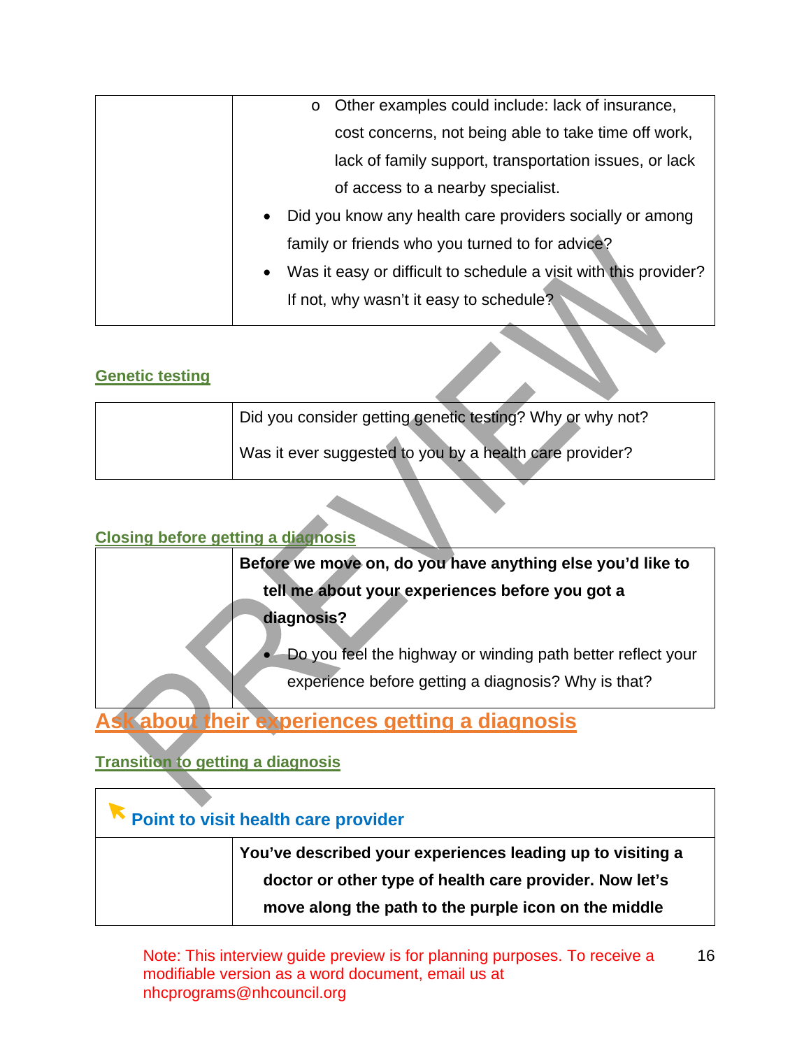| | ◦ Other examples could include: lack of insurance, cost concerns, not being able to take time off work, lack of family support, transportation issues, or lack of access to a nearby specialist.<br>• Did you know any health care providers socially or among family or friends who you turned to for advice?<br>• Was it easy or difficult to schedule a visit with this provider? If not, why wasn't it easy to schedule? |
|---|---|

### Genetic testing

| | Did you consider getting genetic testing? Why or why not?<br><br>Was it ever suggested to you by a health care provider? |
|---|---|

### Closing before getting a diagnosis

| | **Before we move on, do you have anything else you'd like to tell me about your experiences before you got a diagnosis?**<br>• Do you feel the highway or winding path better reflect your experience before getting a diagnosis? Why is that? |
|---|---|

## Ask about their experiences getting a diagnosis

### Transition to getting a diagnosis

| Point to visit health care provider | |
|---|---|
| | **You've described your experiences leading up to visiting a doctor or other type of health care provider. Now let's move along the path to the purple icon on the middle** |

Note: This interview guide preview is for planning purposes. To receive a modifiable version as a word document, email us at nhcprograms@nhcouncil.org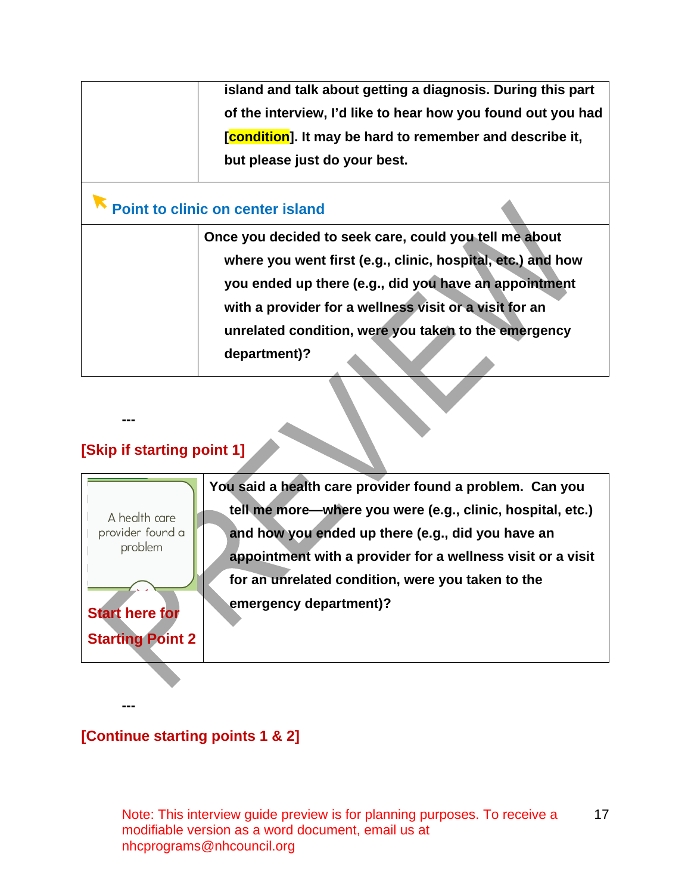| | |
|---|---|
| | **island and talk about getting a diagnosis. During this part of the interview, I'd like to hear how you found out you had [condition]. It may be hard to remember and describe it, but please just do your best.** |
| **Point to clinic on center island** | |
| | **Once you decided to seek care, could you tell me about where you went first (e.g., clinic, hospital, etc.) and how you ended up there (e.g., did you have an appointment with a provider for a wellness visit or a visit for an unrelated condition, were you taken to the emergency department)?** |

---

**[Skip if starting point 1]**

| | |
|---|---|
| A health care provider found a problem<br><br>**Start here for Starting Point 2** | **You said a health care provider found a problem. Can you tell me more—where you were (e.g., clinic, hospital, etc.) and how you ended up there (e.g., did you have an appointment with a provider for a wellness visit or a visit for an unrelated condition, were you taken to the emergency department)?** |

---

**[Continue starting points 1 & 2]**

Note: This interview guide preview is for planning purposes. To receive a modifiable version as a word document, email us at nhcprograms@nhcouncil.org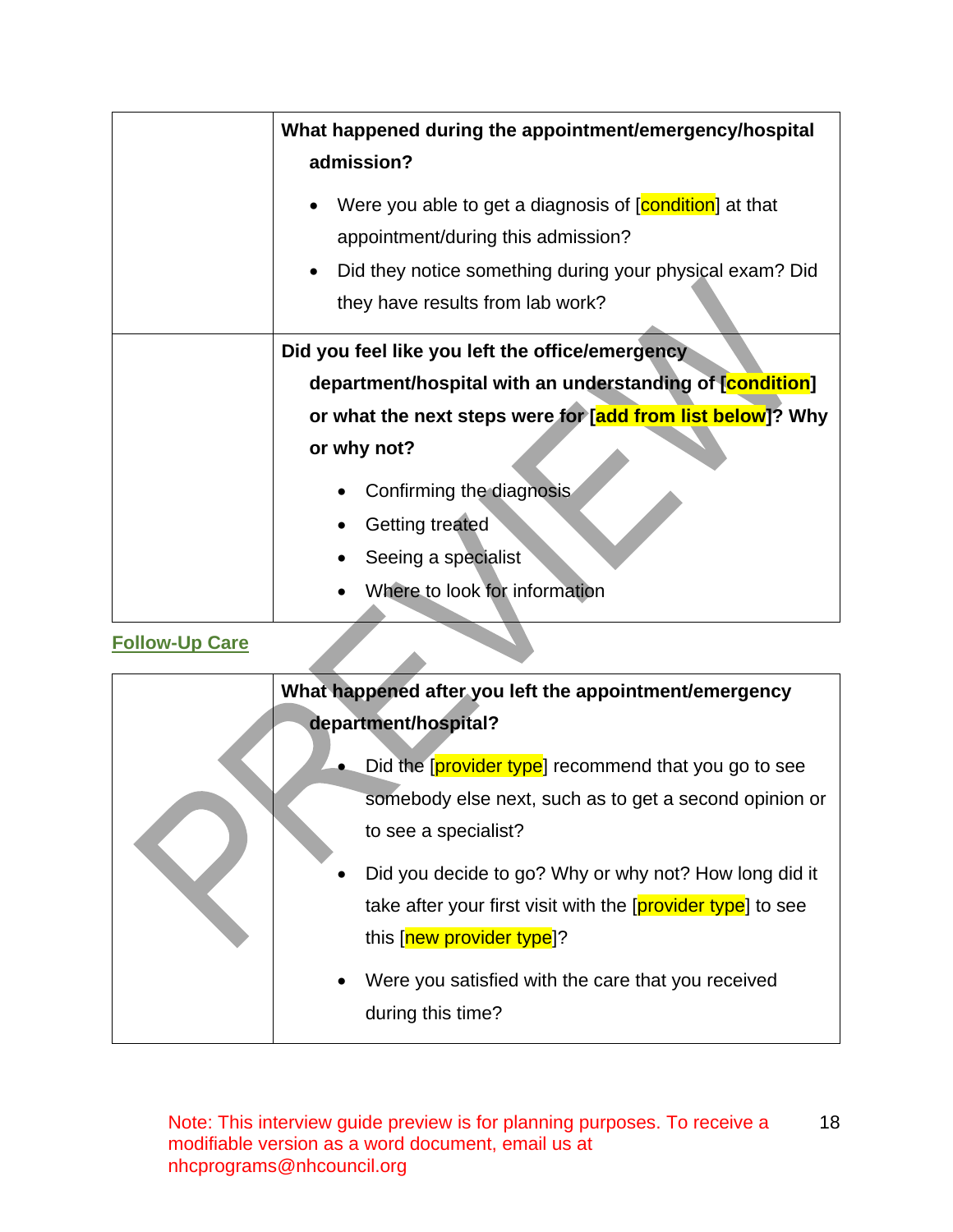| | |
|---|---|
| | **What happened during the appointment/emergency/hospital admission?**<br>• Were you able to get a diagnosis of [condition] at that appointment/during this admission?<br>• Did they notice something during your physical exam? Did they have results from lab work? |
| | **Did you feel like you left the office/emergency department/hospital with an understanding of [condition] or what the next steps were for [add from list below]? Why or why not?**<br>• Confirming the diagnosis<br>• Getting treated<br>• Seeing a specialist<br>• Where to look for information |

## Follow-Up Care

| | |
|---|---|
| | **What happened after you left the appointment/emergency department/hospital?**<br>• Did the [provider type] recommend that you go to see somebody else next, such as to get a second opinion or to see a specialist?<br>• Did you decide to go? Why or why not? How long did it take after your first visit with the [provider type] to see this [new provider type]?<br>• Were you satisfied with the care that you received during this time? |

Note: This interview guide preview is for planning purposes. To receive a modifiable version as a word document, email us at nhcprograms@nhcouncil.org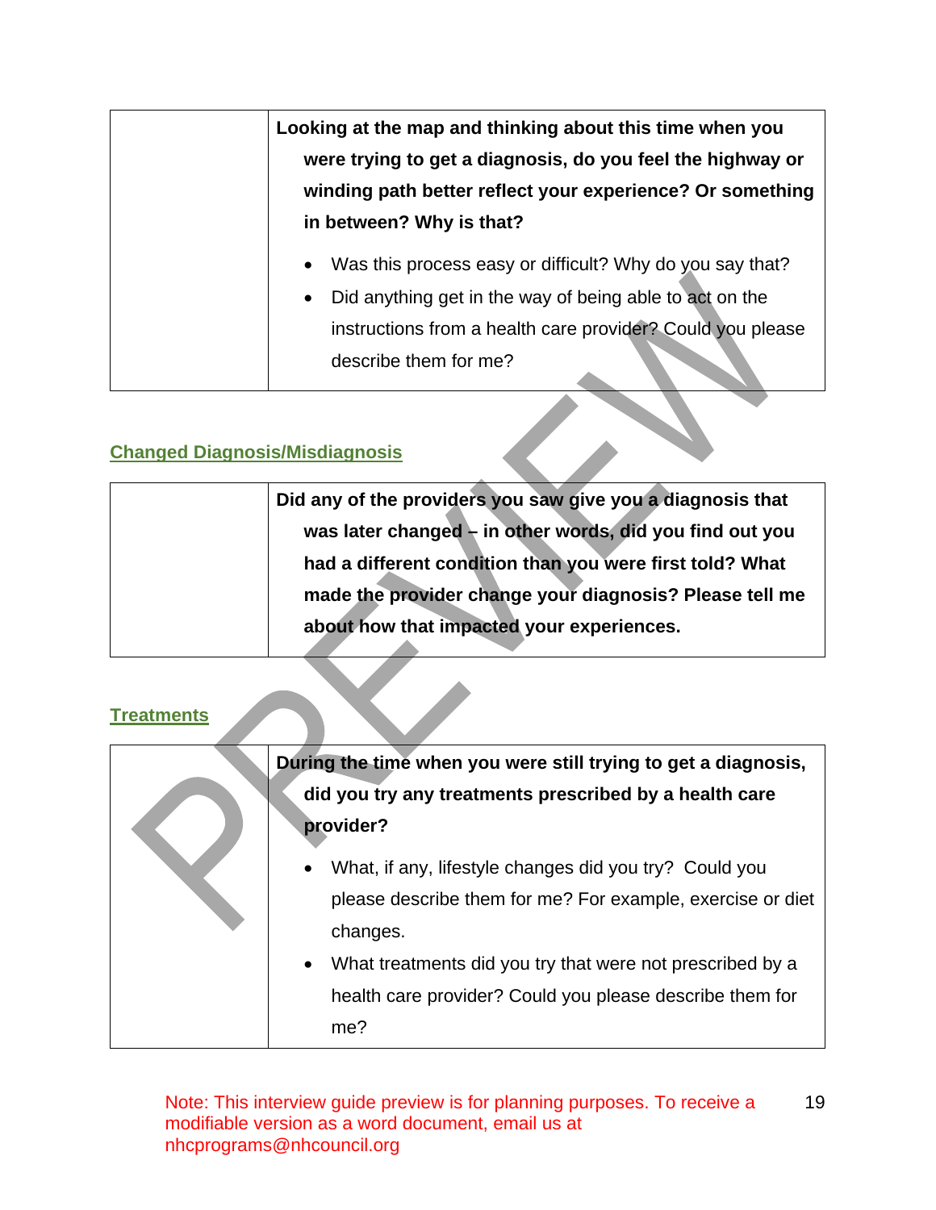| | **Looking at the map and thinking about this time when you were trying to get a diagnosis, do you feel the highway or winding path better reflect your experience? Or something in between? Why is that?**<br><br>• Was this process easy or difficult? Why do you say that?<br>• Did anything get in the way of being able to act on the instructions from a health care provider? Could you please describe them for me? |
|---|---|

## Changed Diagnosis/Misdiagnosis

| | **Did any of the providers you saw give you a diagnosis that was later changed – in other words, did you find out you had a different condition than you were first told? What made the provider change your diagnosis? Please tell me about how that impacted your experiences.** |
|---|---|

## Treatments

| | **During the time when you were still trying to get a diagnosis, did you try any treatments prescribed by a health care provider?**<br><br>• What, if any, lifestyle changes did you try? Could you please describe them for me? For example, exercise or diet changes.<br>• What treatments did you try that were not prescribed by a health care provider? Could you please describe them for me? |
|---|---|

Note: This interview guide preview is for planning purposes. To receive a modifiable version as a word document, email us at nhcprograms@nhcouncil.org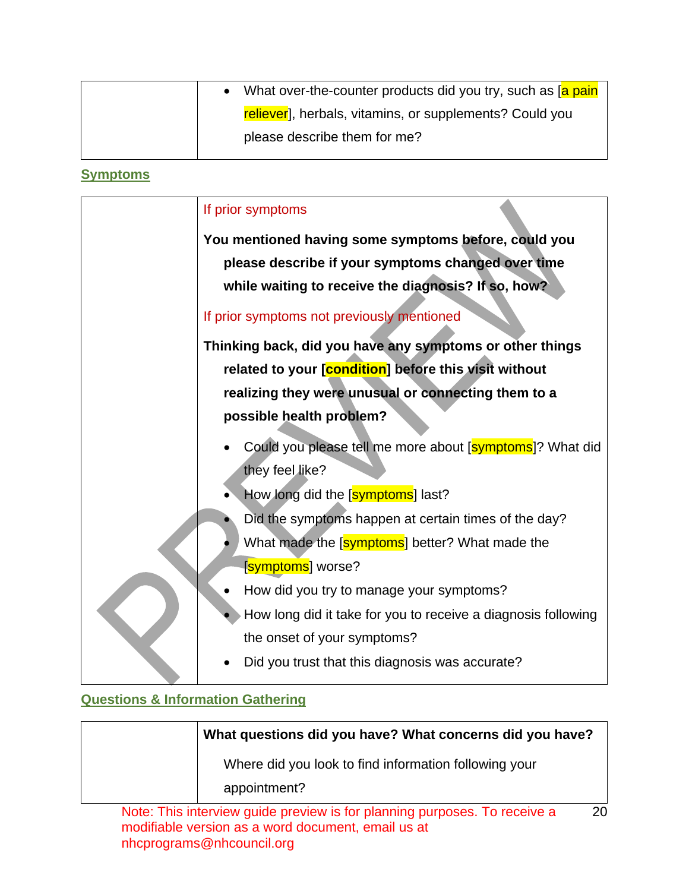| | |
|---|---|
| | • What over-the-counter products did you try, such as [a pain reliever], herbals, vitamins, or supplements? Could you please describe them for me? |

## Symptoms

| | |
|---|---|
| | If prior symptoms<br><br>**You mentioned having some symptoms before, could you please describe if your symptoms changed over time while waiting to receive the diagnosis? If so, how?**<br><br>If prior symptoms not previously mentioned<br><br>**Thinking back, did you have any symptoms or other things related to your [condition] before this visit without realizing they were unusual or connecting them to a possible health problem?**<br><br>• Could you please tell me more about [symptoms]? What did they feel like?<br>• How long did the [symptoms] last?<br>• Did the symptoms happen at certain times of the day?<br>• What made the [symptoms] better? What made the [symptoms] worse?<br>• How did you try to manage your symptoms?<br>• How long did it take for you to receive a diagnosis following the onset of your symptoms?<br>• Did you trust that this diagnosis was accurate? |

## Questions & Information Gathering

| | |
|---|---|
| | **What questions did you have? What concerns did you have?**<br><br>Where did you look to find information following your appointment? |

Note: This interview guide preview is for planning purposes. To receive a modifiable version as a word document, email us at nhcprograms@nhcouncil.org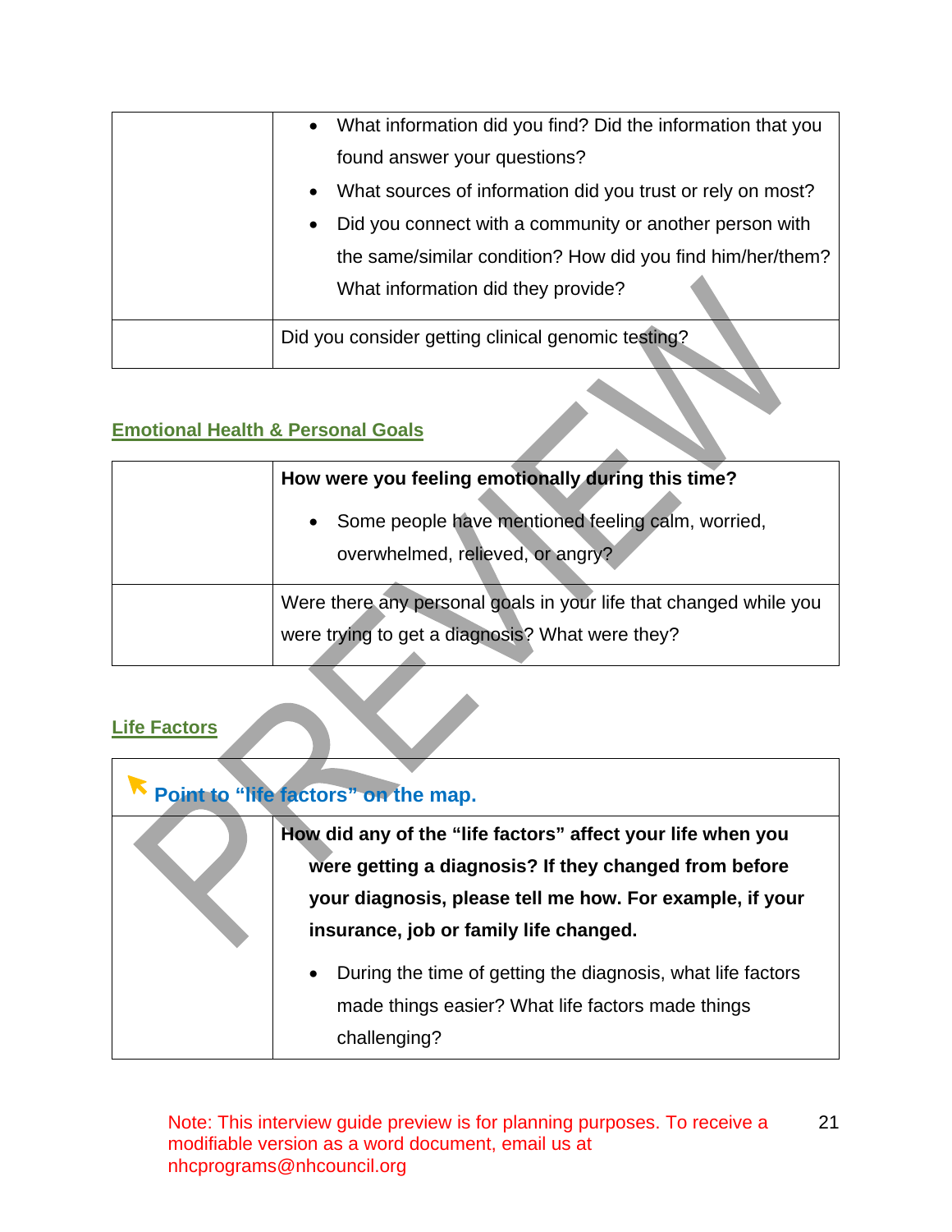| | |
|---|---|
| | • What information did you find? Did the information that you found answer your questions?<br>• What sources of information did you trust or rely on most?<br>• Did you connect with a community or another person with the same/similar condition? How did you find him/her/them? What information did they provide? |
| | Did you consider getting clinical genomic testing? |

## Emotional Health & Personal Goals

| | |
|---|---|
| | **How were you feeling emotionally during this time?**<br>• Some people have mentioned feeling calm, worried, overwhelmed, relieved, or angry? |
| | Were there any personal goals in your life that changed while you were trying to get a diagnosis? What were they? |

## Life Factors

| | |
|---|---|
| **Point to "life factors" on the map.** | |
| | **How did any of the "life factors" affect your life when you were getting a diagnosis? If they changed from before your diagnosis, please tell me how. For example, if your insurance, job or family life changed.**<br>• During the time of getting the diagnosis, what life factors made things easier? What life factors made things challenging? |

Note: This interview guide preview is for planning purposes. To receive a modifiable version as a word document, email us at nhcprograms@nhcouncil.org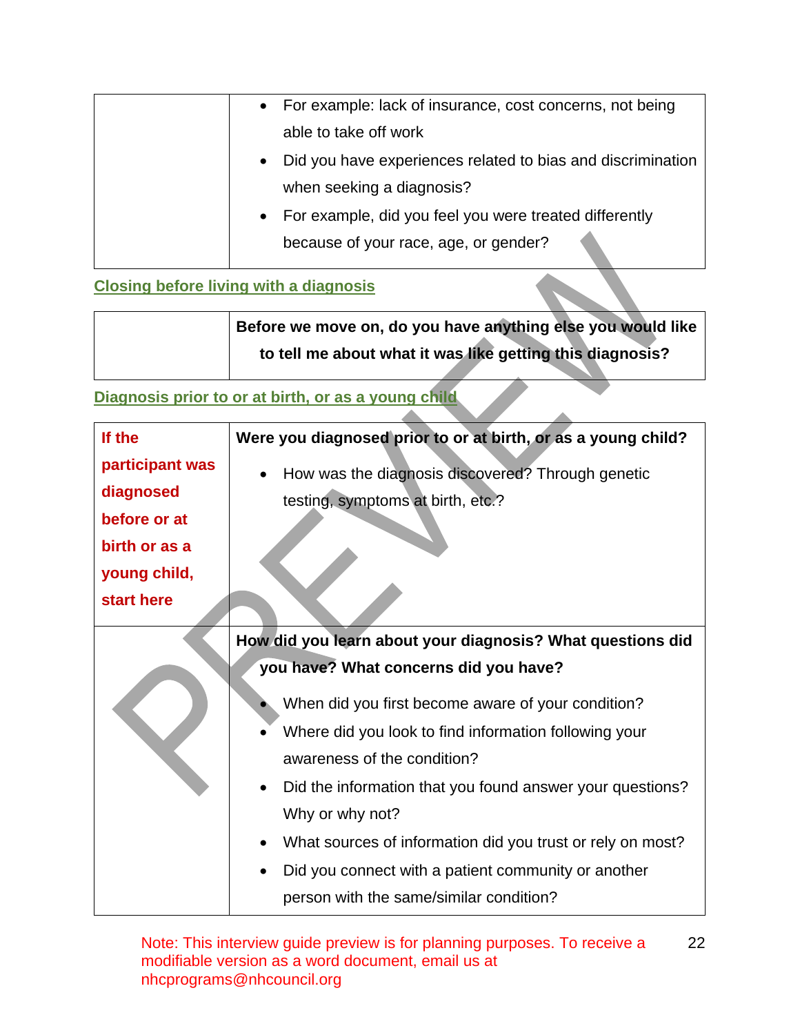| | |
|---|---|
| | • For example: lack of insurance, cost concerns, not being able to take off work<br>• Did you have experiences related to bias and discrimination when seeking a diagnosis?<br>• For example, did you feel you were treated differently because of your race, age, or gender? |

## Closing before living with a diagnosis

| | |
|---|---|
| | **Before we move on, do you have anything else you would like to tell me about what it was like getting this diagnosis?** |

## Diagnosis prior to or at birth, or as a young child

| | |
|---|---|
| **If the participant was diagnosed before or at birth or as a young child, start here** | **Were you diagnosed prior to or at birth, or as a young child?**<br>• How was the diagnosis discovered? Through genetic testing, symptoms at birth, etc.? |
| | **How did you learn about your diagnosis? What questions did you have? What concerns did you have?**<br>• When did you first become aware of your condition?<br>• Where did you look to find information following your awareness of the condition?<br>• Did the information that you found answer your questions? Why or why not?<br>• What sources of information did you trust or rely on most?<br>• Did you connect with a patient community or another person with the same/similar condition? |

Note: This interview guide preview is for planning purposes. To receive a modifiable version as a word document, email us at nhcprograms@nhcouncil.org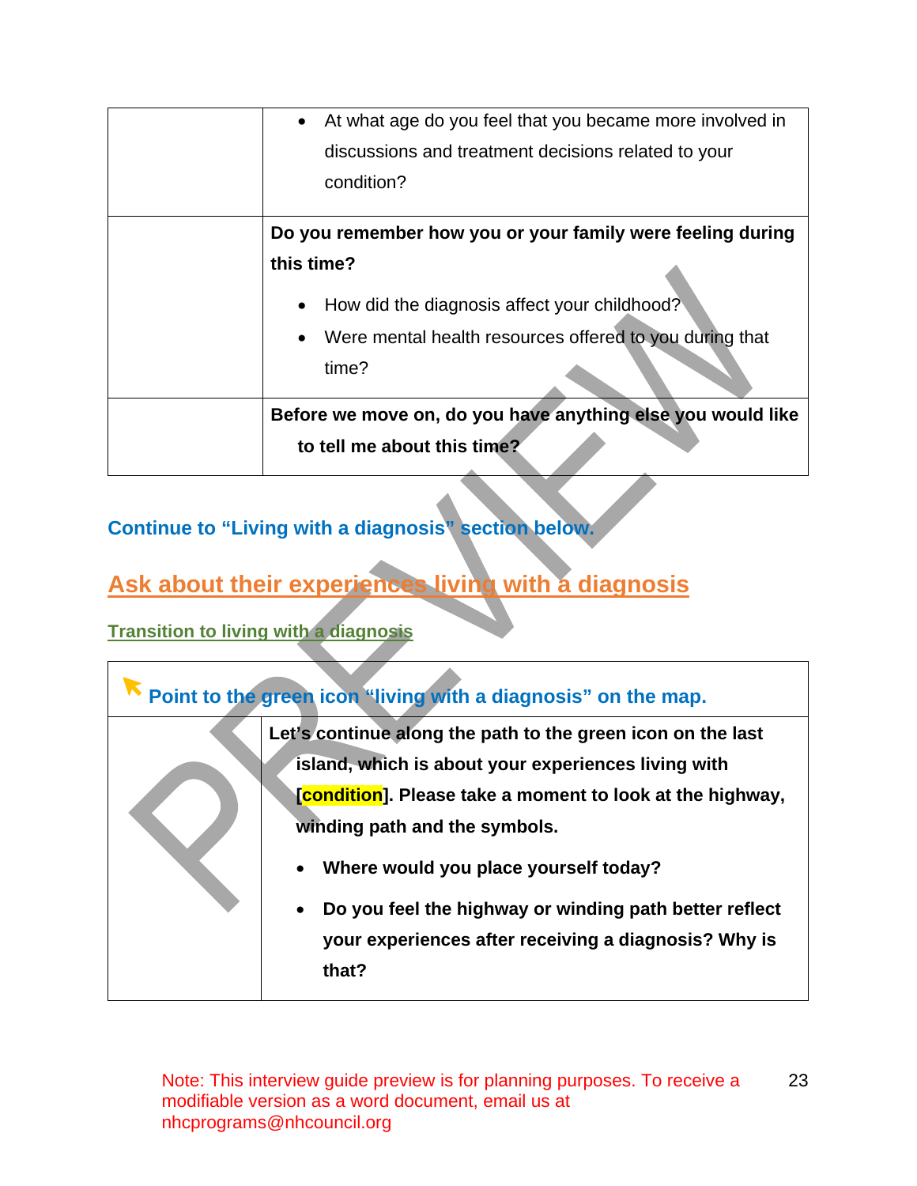| | |
|---|---|
| | • At what age do you feel that you became more involved in discussions and treatment decisions related to your condition? |
| | **Do you remember how you or your family were feeling during this time?**<br>• How did the diagnosis affect your childhood?<br>• Were mental health resources offered to you during that time? |
| | **Before we move on, do you have anything else you would like to tell me about this time?** |

**Continue to "Living with a diagnosis" section below.**

## Ask about their experiences living with a diagnosis

### Transition to living with a diagnosis

| | |
|---|---|
| **Point to the green icon "living with a diagnosis" on the map.** | |
| | **Let's continue along the path to the green icon on the last island, which is about your experiences living with [condition]. Please take a moment to look at the highway, winding path and the symbols.**<br>• **Where would you place yourself today?**<br>• **Do you feel the highway or winding path better reflect your experiences after receiving a diagnosis? Why is that?** |

Note: This interview guide preview is for planning purposes. To receive a modifiable version as a word document, email us at nhcprograms@nhcouncil.org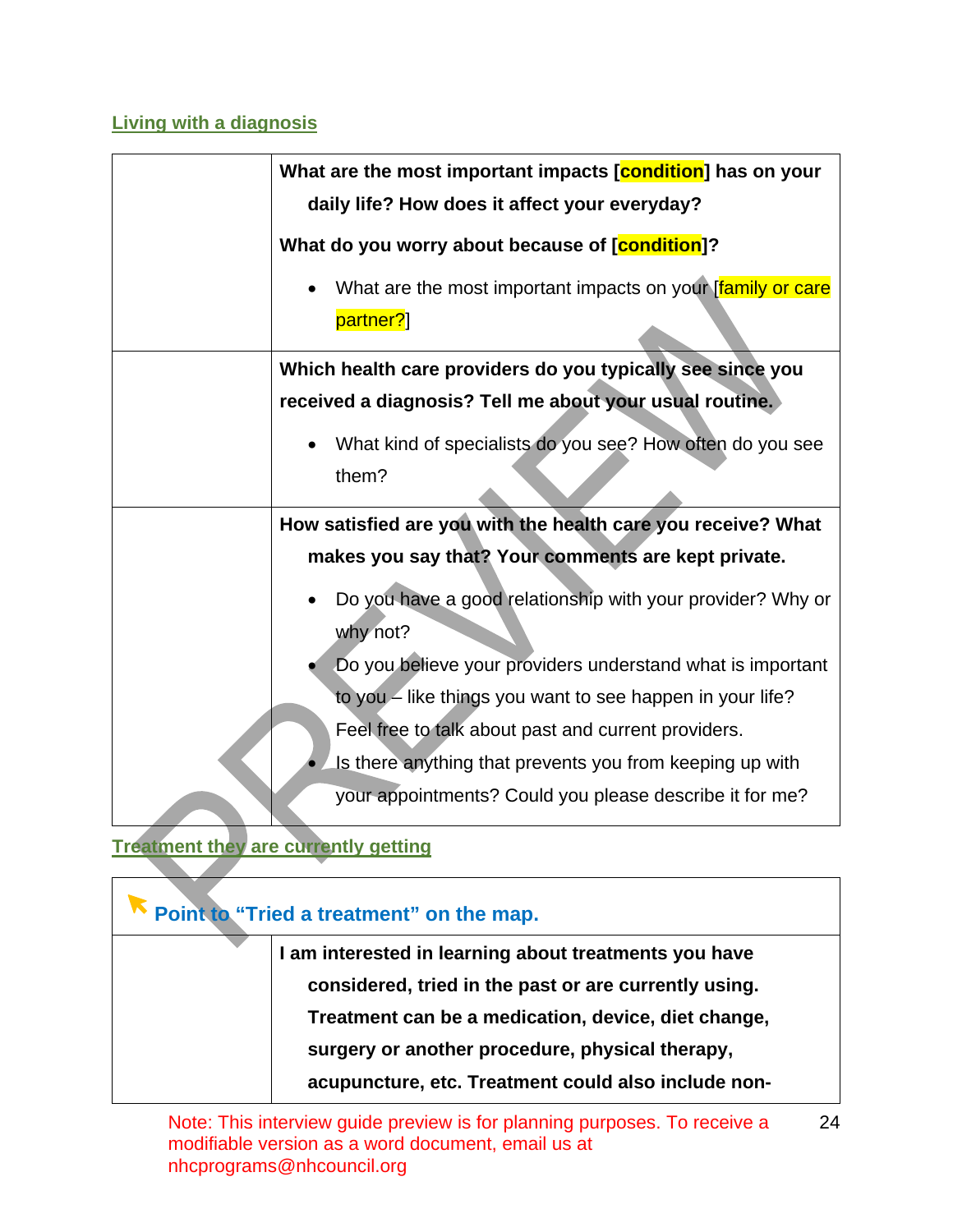## Living with a diagnosis

| | |
|---|---|
| | **What are the most important impacts [condition] has on your daily life? How does it affect your everyday?** <br><br> **What do you worry about because of [condition]?** <br><br> • What are the most important impacts on your [family or care partner?] |
| | **Which health care providers do you typically see since you received a diagnosis? Tell me about your usual routine.** <br><br> • What kind of specialists do you see? How often do you see them? |
| | **How satisfied are you with the health care you receive? What makes you say that? Your comments are kept private.** <br><br> • Do you have a good relationship with your provider? Why or why not? <br> • Do you believe your providers understand what is important to you – like things you want to see happen in your life? Feel free to talk about past and current providers. <br> • Is there anything that prevents you from keeping up with your appointments? Could you please describe it for me? |

## Treatment they are currently getting

| | |
|---|---|
| **Point to "Tried a treatment" on the map.** | |
| | **I am interested in learning about treatments you have considered, tried in the past or are currently using. Treatment can be a medication, device, diet change, surgery or another procedure, physical therapy, acupuncture, etc. Treatment could also include non-** |

Note: This interview guide preview is for planning purposes. To receive a modifiable version as a word document, email us at nhcprograms@nhcouncil.org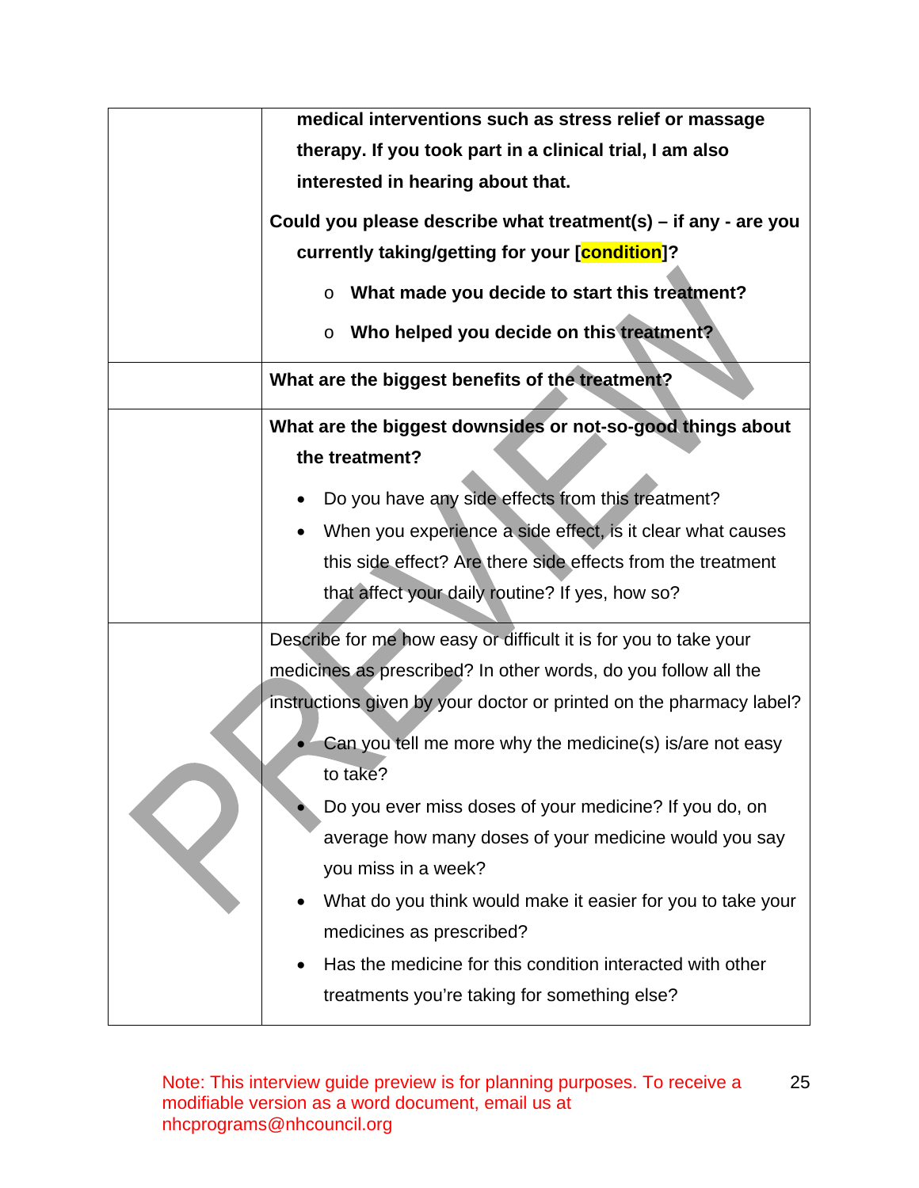| | |
|---|---|
| | **medical interventions such as stress relief or massage therapy. If you took part in a clinical trial, I am also interested in hearing about that.** **Could you please describe what treatment(s) – if any - are you currently taking/getting for your [condition]?** <br>o **What made you decide to start this treatment?** <br>o **Who helped you decide on this treatment?** |
| | **What are the biggest benefits of the treatment?** |
| | **What are the biggest downsides or not-so-good things about the treatment?** <br>• Do you have any side effects from this treatment? <br>• When you experience a side effect, is it clear what causes this side effect? Are there side effects from the treatment that affect your daily routine? If yes, how so? |
| | Describe for me how easy or difficult it is for you to take your medicines as prescribed? In other words, do you follow all the instructions given by your doctor or printed on the pharmacy label? <br>• Can you tell me more why the medicine(s) is/are not easy to take? <br>• Do you ever miss doses of your medicine? If you do, on average how many doses of your medicine would you say you miss in a week? <br>• What do you think would make it easier for you to take your medicines as prescribed? <br>• Has the medicine for this condition interacted with other treatments you're taking for something else? |

Note: This interview guide preview is for planning purposes. To receive a modifiable version as a word document, email us at nhcprograms@nhcouncil.org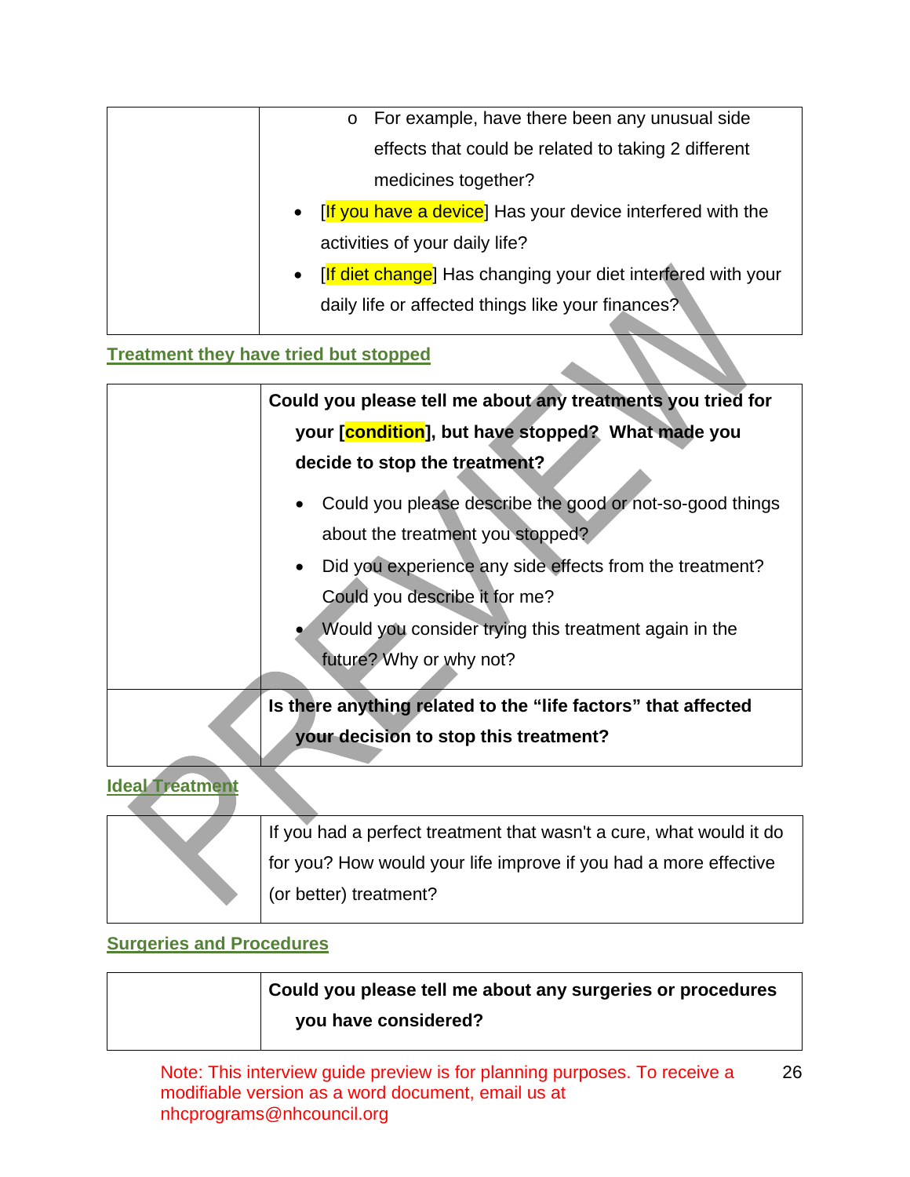| | |
|---|---|
| | o For example, have there been any unusual side effects that could be related to taking 2 different medicines together?<br>• [If you have a device] Has your device interfered with the activities of your daily life?<br>• [If diet change] Has changing your diet interfered with your daily life or affected things like your finances? |

## Treatment they have tried but stopped

| | |
|---|---|
| | **Could you please tell me about any treatments you tried for your [condition], but have stopped? What made you decide to stop the treatment?**<br>• Could you please describe the good or not-so-good things about the treatment you stopped?<br>• Did you experience any side effects from the treatment? Could you describe it for me?<br>• Would you consider trying this treatment again in the future? Why or why not? |
| | **Is there anything related to the "life factors" that affected your decision to stop this treatment?** |

## Ideal Treatment

| | |
|---|---|
| | If you had a perfect treatment that wasn't a cure, what would it do for you? How would your life improve if you had a more effective (or better) treatment? |

## Surgeries and Procedures

| | |
|---|---|
| | **Could you please tell me about any surgeries or procedures you have considered?** |

Note: This interview guide preview is for planning purposes. To receive a modifiable version as a word document, email us at nhcprograms@nhcouncil.org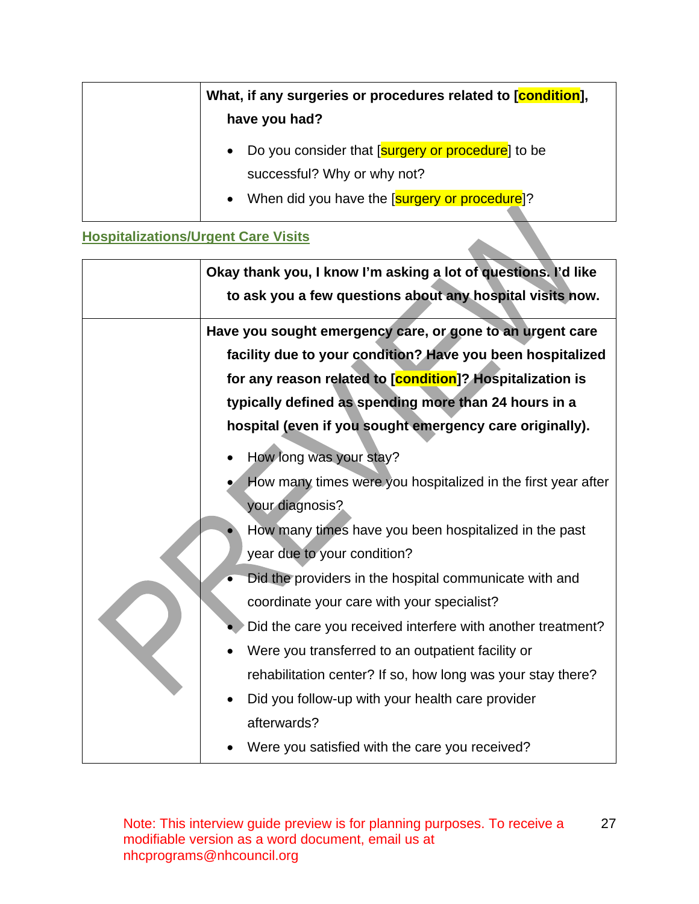| | **What, if any surgeries or procedures related to [condition], have you had?**<br>• Do you consider that [surgery or procedure] to be successful? Why or why not?<br>• When did you have the [surgery or procedure]? |
|---|---|

## Hospitalizations/Urgent Care Visits

| | **Okay thank you, I know I'm asking a lot of questions. I'd like to ask you a few questions about any hospital visits now.** |
|---|---|
| | **Have you sought emergency care, or gone to an urgent care facility due to your condition? Have you been hospitalized for any reason related to [condition]? Hospitalization is typically defined as spending more than 24 hours in a hospital (even if you sought emergency care originally).**<br>• How long was your stay?<br>• How many times were you hospitalized in the first year after your diagnosis?<br>• How many times have you been hospitalized in the past year due to your condition?<br>• Did the providers in the hospital communicate with and coordinate your care with your specialist?<br>• Did the care you received interfere with another treatment?<br>• Were you transferred to an outpatient facility or rehabilitation center? If so, how long was your stay there?<br>• Did you follow-up with your health care provider afterwards?<br>• Were you satisfied with the care you received? |

Note: This interview guide preview is for planning purposes. To receive a modifiable version as a word document, email us at nhcprograms@nhcouncil.org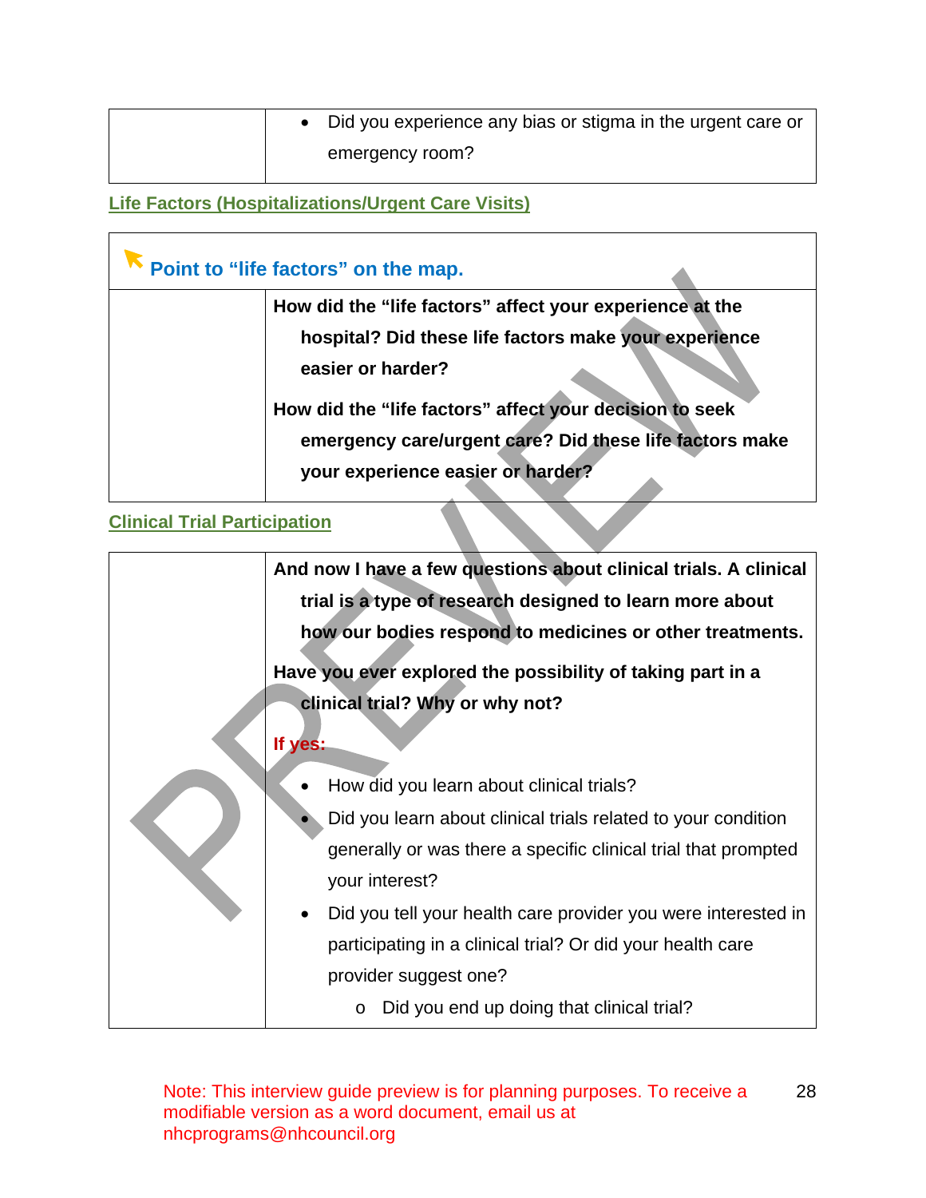| | • Did you experience any bias or stigma in the urgent care or emergency room? |
|---|---|

## Life Factors (Hospitalizations/Urgent Care Visits)

| Point to "life factors" on the map. | |
|---|---|
| | **How did the "life factors" affect your experience at the hospital? Did these life factors make your experience easier or harder?**<br><br>**How did the "life factors" affect your decision to seek emergency care/urgent care? Did these life factors make your experience easier or harder?** |

## Clinical Trial Participation

| | |
|---|---|
| | **And now I have a few questions about clinical trials. A clinical trial is a type of research designed to learn more about how our bodies respond to medicines or other treatments.**<br><br>**Have you ever explored the possibility of taking part in a clinical trial? Why or why not?**<br><br>**If yes:**<br>• How did you learn about clinical trials?<br>• Did you learn about clinical trials related to your condition generally or was there a specific clinical trial that prompted your interest?<br>• Did you tell your health care provider you were interested in participating in a clinical trial? Or did your health care provider suggest one?<br>&nbsp;&nbsp;&nbsp;&nbsp;o Did you end up doing that clinical trial? |

Note: This interview guide preview is for planning purposes. To receive a modifiable version as a word document, email us at nhcprograms@nhcouncil.org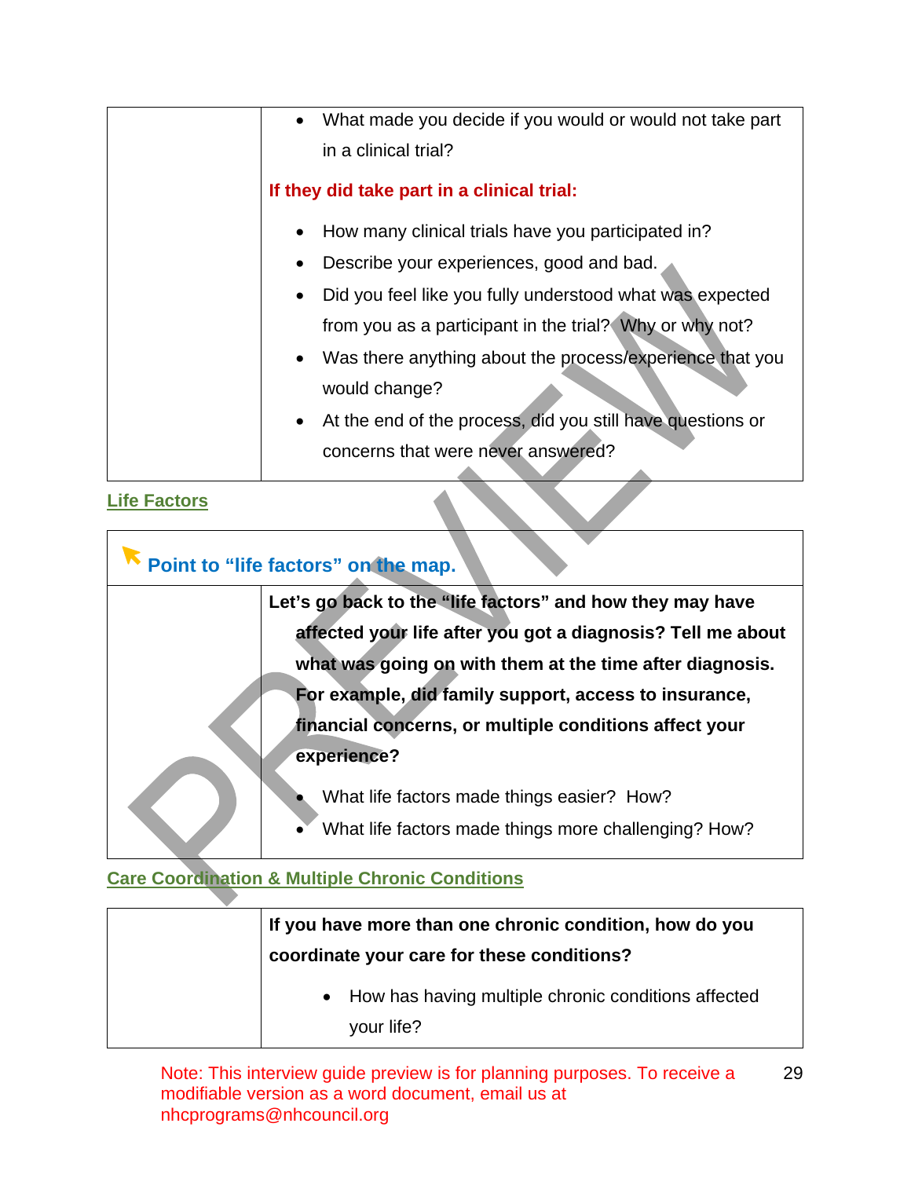| | |
|---|---|
| | • What made you decide if you would or would not take part in a clinical trial?<br><br>**If they did take part in a clinical trial:**<br><br>• How many clinical trials have you participated in?<br>• Describe your experiences, good and bad.<br>• Did you feel like you fully understood what was expected from you as a participant in the trial? Why or why not?<br>• Was there anything about the process/experience that you would change?<br>• At the end of the process, did you still have questions or concerns that were never answered? |

## Life Factors

| | |
|---|---|
| **Point to "life factors" on the map.** | |
| | **Let's go back to the "life factors" and how they may have affected your life after you got a diagnosis? Tell me about what was going on with them at the time after diagnosis. For example, did family support, access to insurance, financial concerns, or multiple conditions affect your experience?**<br><br>• What life factors made things easier? How?<br>• What life factors made things more challenging? How? |

## Care Coordination & Multiple Chronic Conditions

| | |
|---|---|
| | **If you have more than one chronic condition, how do you coordinate your care for these conditions?**<br><br>• How has having multiple chronic conditions affected your life? |

Note: This interview guide preview is for planning purposes. To receive a modifiable version as a word document, email us at nhcprograms@nhcouncil.org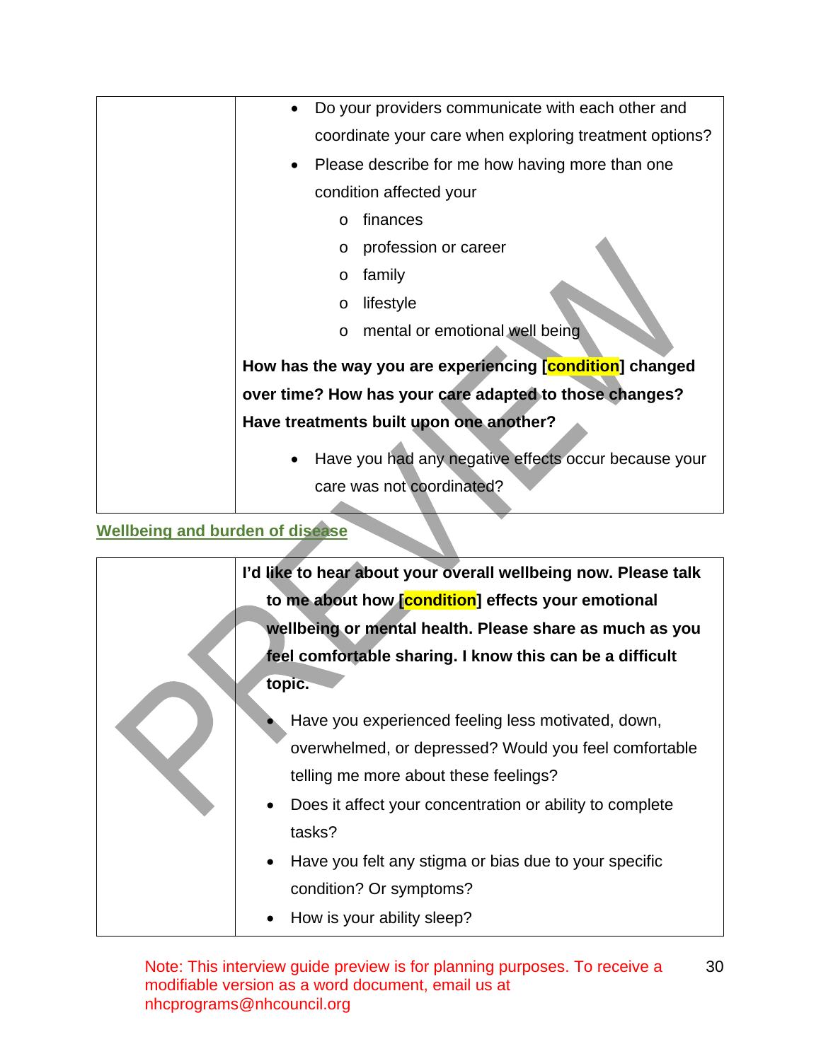| | |
|---|---|
| | • Do your providers communicate with each other and coordinate your care when exploring treatment options?<br>• Please describe for me how having more than one condition affected your<br>  o finances<br>  o profession or career<br>  o family<br>  o lifestyle<br>  o mental or emotional well being<br>**How has the way you are experiencing [condition] changed over time? How has your care adapted to those changes? Have treatments built upon one another?**<br>• Have you had any negative effects occur because your care was not coordinated? |

## Wellbeing and burden of disease

| | |
|---|---|
| | **I'd like to hear about your overall wellbeing now. Please talk to me about how [condition] effects your emotional wellbeing or mental health. Please share as much as you feel comfortable sharing. I know this can be a difficult topic.**<br>• Have you experienced feeling less motivated, down, overwhelmed, or depressed? Would you feel comfortable telling me more about these feelings?<br>• Does it affect your concentration or ability to complete tasks?<br>• Have you felt any stigma or bias due to your specific condition? Or symptoms?<br>• How is your ability sleep? |

Note: This interview guide preview is for planning purposes. To receive a modifiable version as a word document, email us at nhcprograms@nhcouncil.org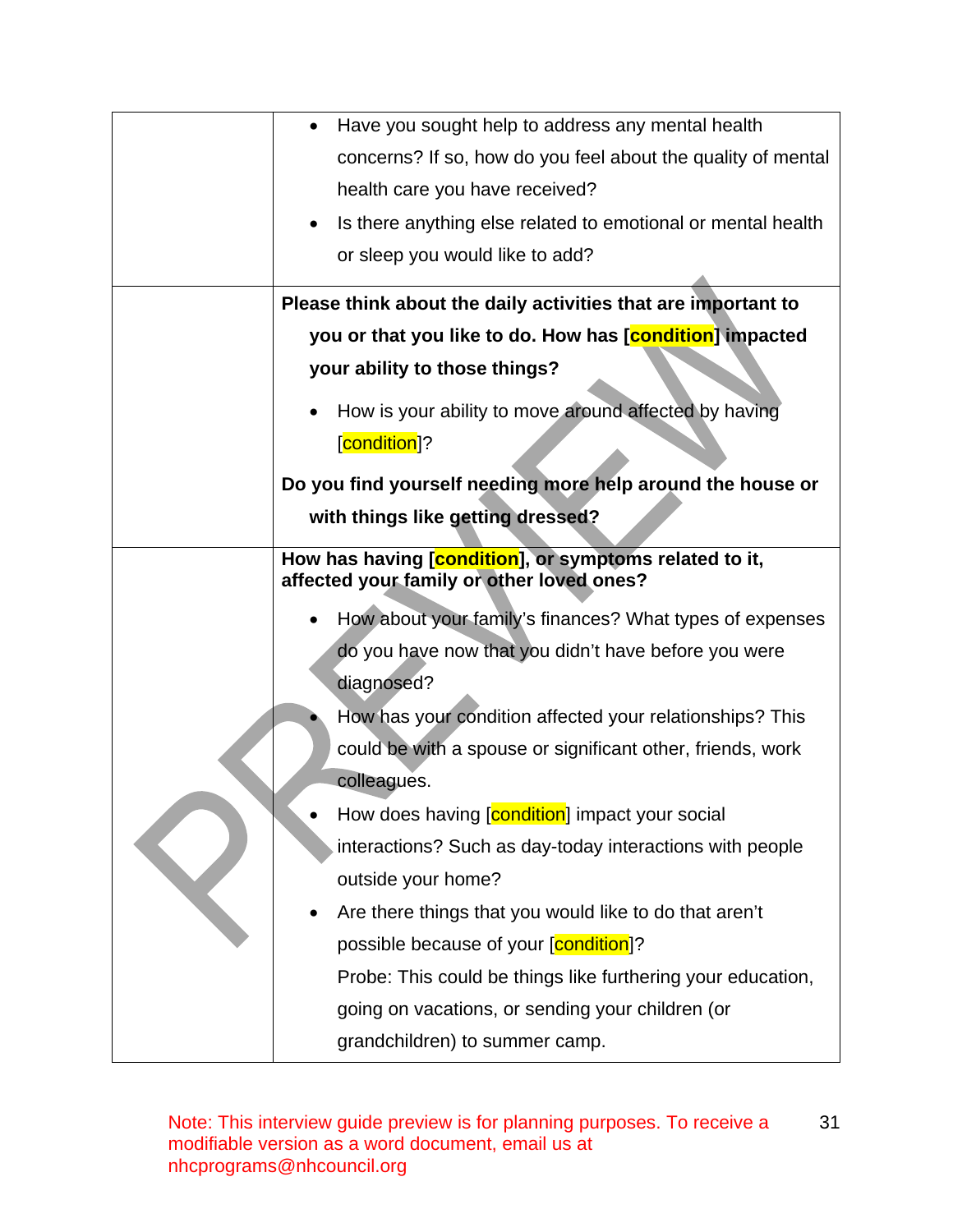| | |
|---|---|
| | • Have you sought help to address any mental health concerns? If so, how do you feel about the quality of mental health care you have received?<br>• Is there anything else related to emotional or mental health or sleep you would like to add? |
| | **Please think about the daily activities that are important to you or that you like to do. How has [condition] impacted your ability to those things?**<br>• How is your ability to move around affected by having [condition]?<br>**Do you find yourself needing more help around the house or with things like getting dressed?** |
| | **How has having [condition], or symptoms related to it, affected your family or other loved ones?**<br>• How about your family's finances? What types of expenses do you have now that you didn't have before you were diagnosed?<br>• How has your condition affected your relationships? This could be with a spouse or significant other, friends, work colleagues.<br>• How does having [condition] impact your social interactions? Such as day-today interactions with people outside your home?<br>• Are there things that you would like to do that aren't possible because of your [condition]?<br>Probe: This could be things like furthering your education, going on vacations, or sending your children (or grandchildren) to summer camp. |

Note: This interview guide preview is for planning purposes. To receive a modifiable version as a word document, email us at nhcprograms@nhcouncil.org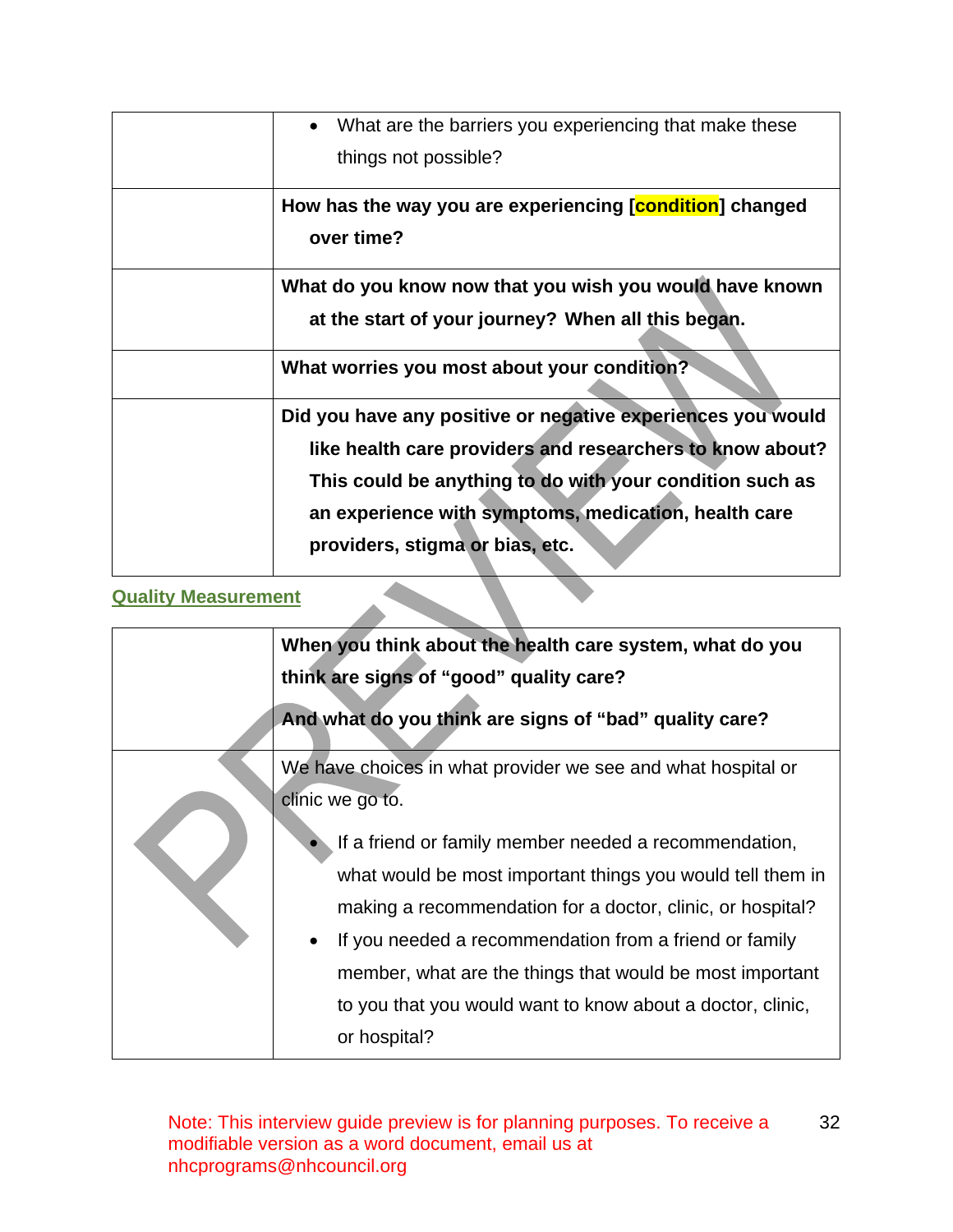| | |
|---|---|
| | • What are the barriers you experiencing that make these things not possible? |
| | **How has the way you are experiencing [condition] changed over time?** |
| | **What do you know now that you wish you would have known at the start of your journey? When all this began.** |
| | **What worries you most about your condition?** |
| | **Did you have any positive or negative experiences you would like health care providers and researchers to know about? This could be anything to do with your condition such as an experience with symptoms, medication, health care providers, stigma or bias, etc.** |

## Quality Measurement

| | |
|---|---|
| | **When you think about the health care system, what do you think are signs of "good" quality care?** **And what do you think are signs of "bad" quality care?** |
| | We have choices in what provider we see and what hospital or clinic we go to. • If a friend or family member needed a recommendation, what would be most important things you would tell them in making a recommendation for a doctor, clinic, or hospital? • If you needed a recommendation from a friend or family member, what are the things that would be most important to you that you would want to know about a doctor, clinic, or hospital? |

Note: This interview guide preview is for planning purposes. To receive a modifiable version as a word document, email us at nhcprograms@nhcouncil.org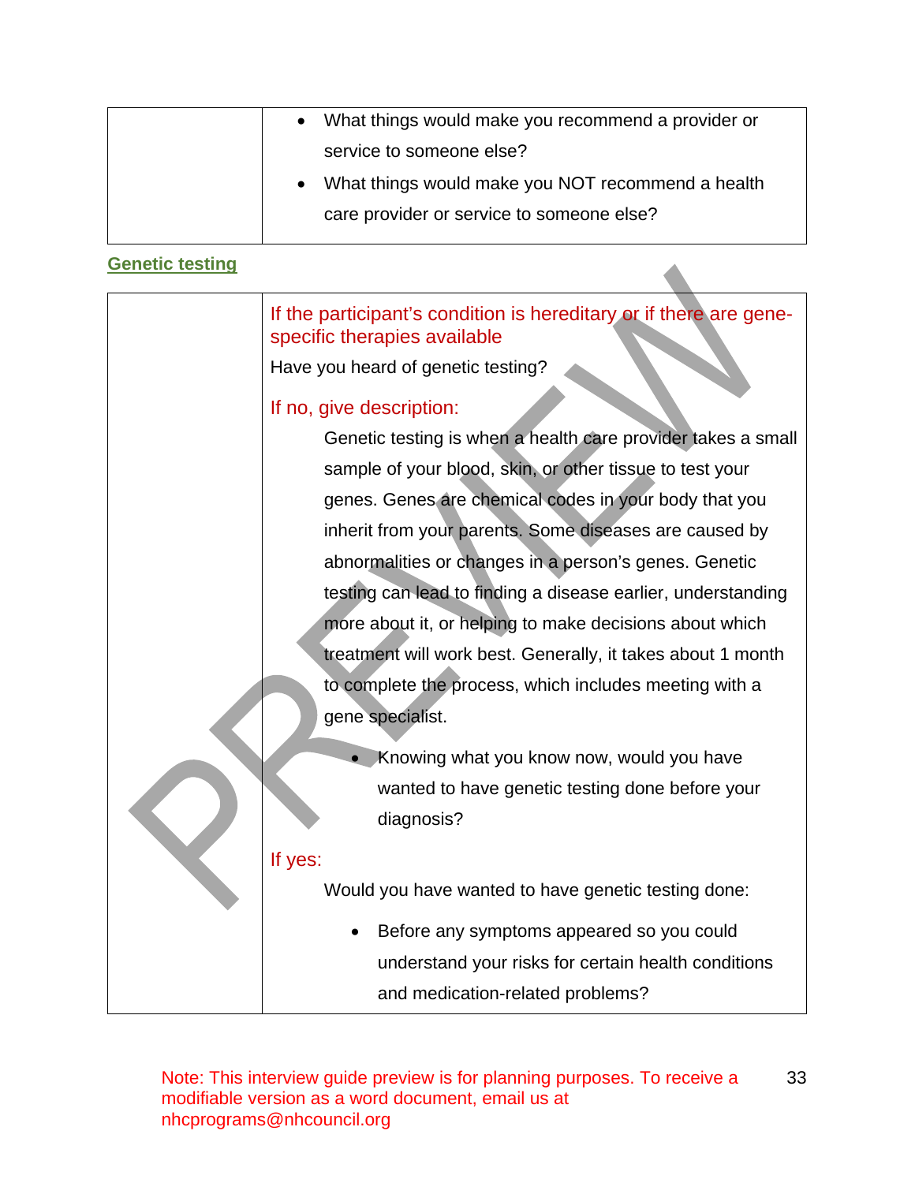|  |  |
|---|---|
|  | • What things would make you recommend a provider or service to someone else?<br>• What things would make you NOT recommend a health care provider or service to someone else? |

## Genetic testing

|  |  |
|---|---|
|  | If the participant's condition is hereditary or if there are gene-specific therapies available<br><br>Have you heard of genetic testing?<br><br>If no, give description:<br><br>Genetic testing is when a health care provider takes a small sample of your blood, skin, or other tissue to test your genes. Genes are chemical codes in your body that you inherit from your parents. Some diseases are caused by abnormalities or changes in a person's genes. Genetic testing can lead to finding a disease earlier, understanding more about it, or helping to make decisions about which treatment will work best. Generally, it takes about 1 month to complete the process, which includes meeting with a gene specialist.<br><br>• Knowing what you know now, would you have wanted to have genetic testing done before your diagnosis?<br><br>If yes:<br><br>Would you have wanted to have genetic testing done:<br><br>• Before any symptoms appeared so you could understand your risks for certain health conditions and medication-related problems? |

Note: This interview guide preview is for planning purposes. To receive a modifiable version as a word document, email us at nhcprograms@nhcouncil.org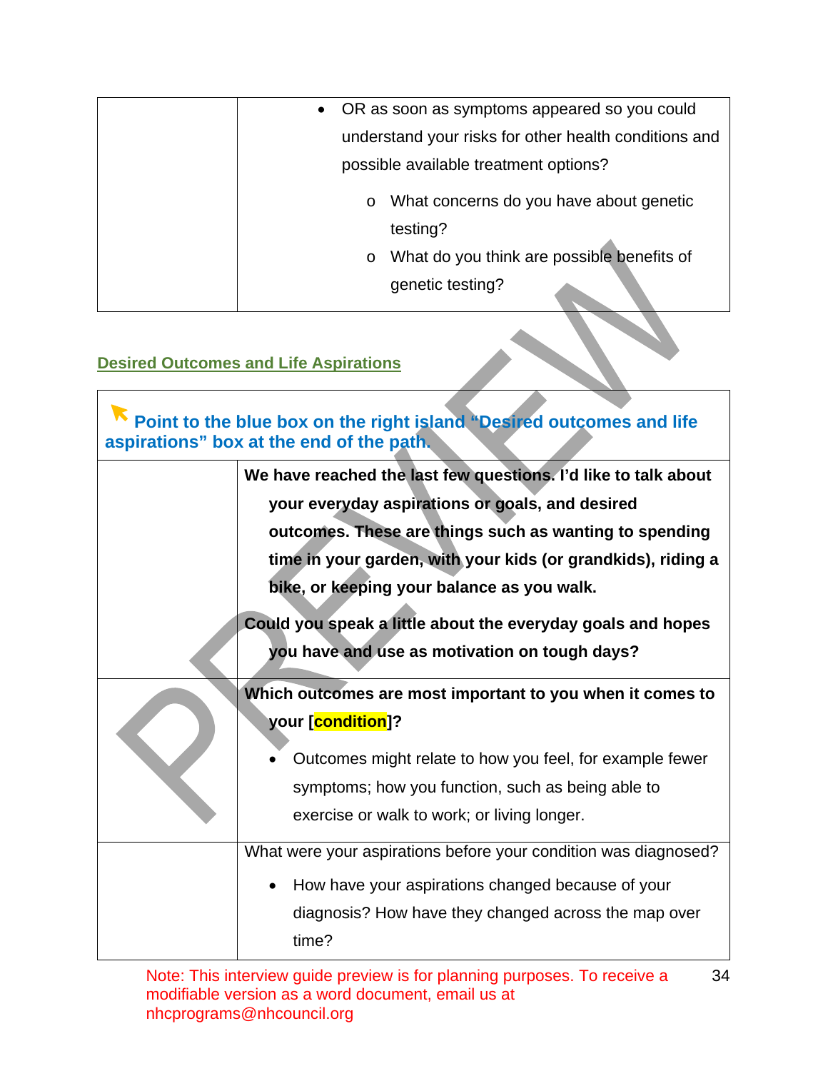| | • OR as soon as symptoms appeared so you could understand your risks for other health conditions and possible available treatment options?<br>o What concerns do you have about genetic testing?<br>o What do you think are possible benefits of genetic testing? |
|---|---|

## Desired Outcomes and Life Aspirations

| **Point to the blue box on the right island "Desired outcomes and life aspirations" box at the end of the path.** | |
|---|---|
| | **We have reached the last few questions. I'd like to talk about your everyday aspirations or goals, and desired outcomes. These are things such as wanting to spending time in your garden, with your kids (or grandkids), riding a bike, or keeping your balance as you walk.**<br>**Could you speak a little about the everyday goals and hopes you have and use as motivation on tough days?** |
| | **Which outcomes are most important to you when it comes to your [condition]?**<br>• Outcomes might relate to how you feel, for example fewer symptoms; how you function, such as being able to exercise or walk to work; or living longer. |
| | What were your aspirations before your condition was diagnosed?<br>• How have your aspirations changed because of your diagnosis? How have they changed across the map over time? |

Note: This interview guide preview is for planning purposes. To receive a modifiable version as a word document, email us at nhcprograms@nhcouncil.org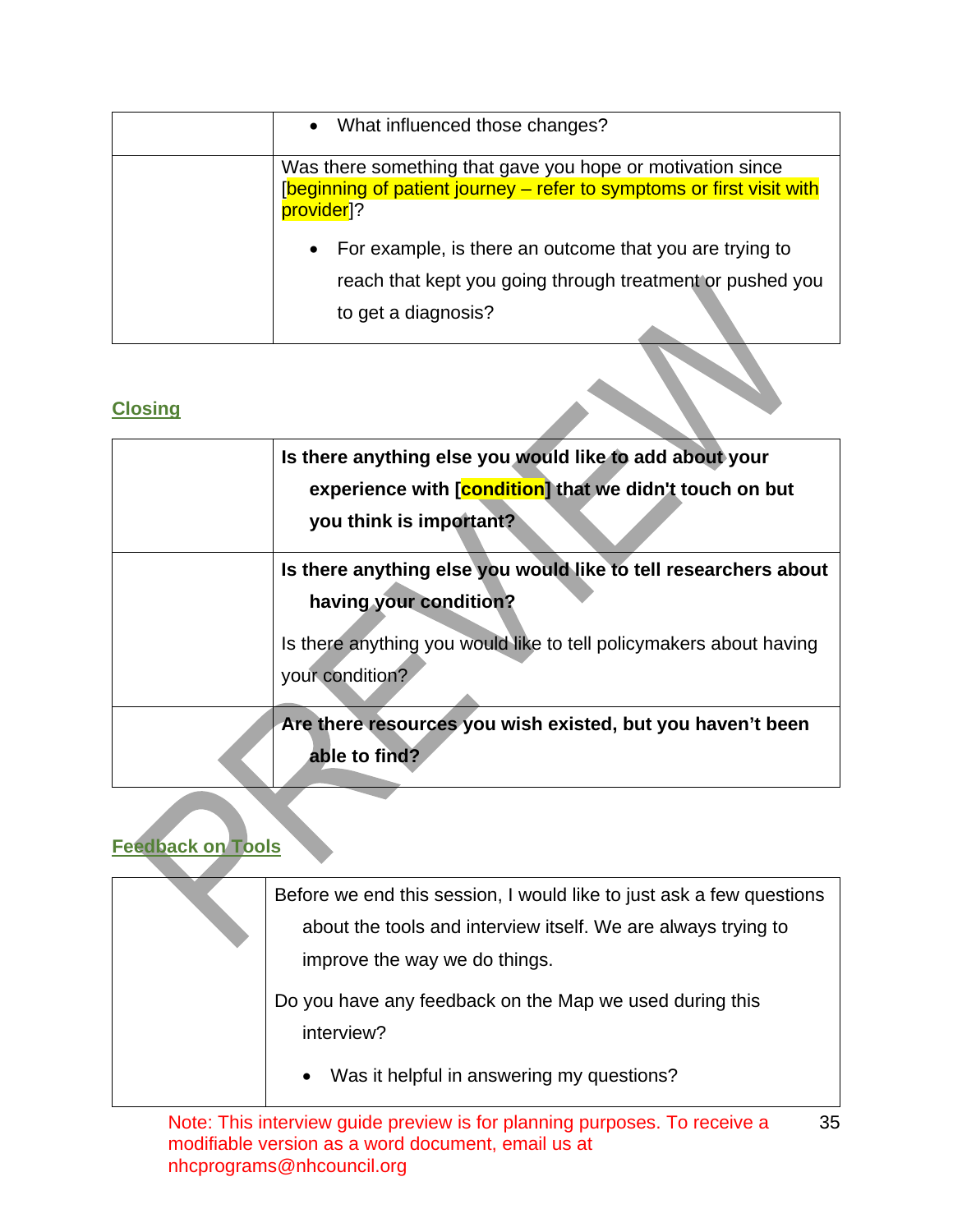| | |
|---|---|
| | • What influenced those changes? |
| | Was there something that gave you hope or motivation since [beginning of patient journey – refer to symptoms or first visit with provider]? <br> • For example, is there an outcome that you are trying to reach that kept you going through treatment or pushed you to get a diagnosis? |

## Closing

| | |
|---|---|
| | **Is there anything else you would like to add about your experience with [condition] that we didn't touch on but you think is important?** |
| | **Is there anything else you would like to tell researchers about having your condition?** <br> Is there anything you would like to tell policymakers about having your condition? |
| | **Are there resources you wish existed, but you haven't been able to find?** |

## Feedback on Tools

| | |
|---|---|
| | Before we end this session, I would like to just ask a few questions about the tools and interview itself. We are always trying to improve the way we do things. <br> Do you have any feedback on the Map we used during this interview? <br> • Was it helpful in answering my questions? |

Note: This interview guide preview is for planning purposes. To receive a modifiable version as a word document, email us at nhcprograms@nhcouncil.org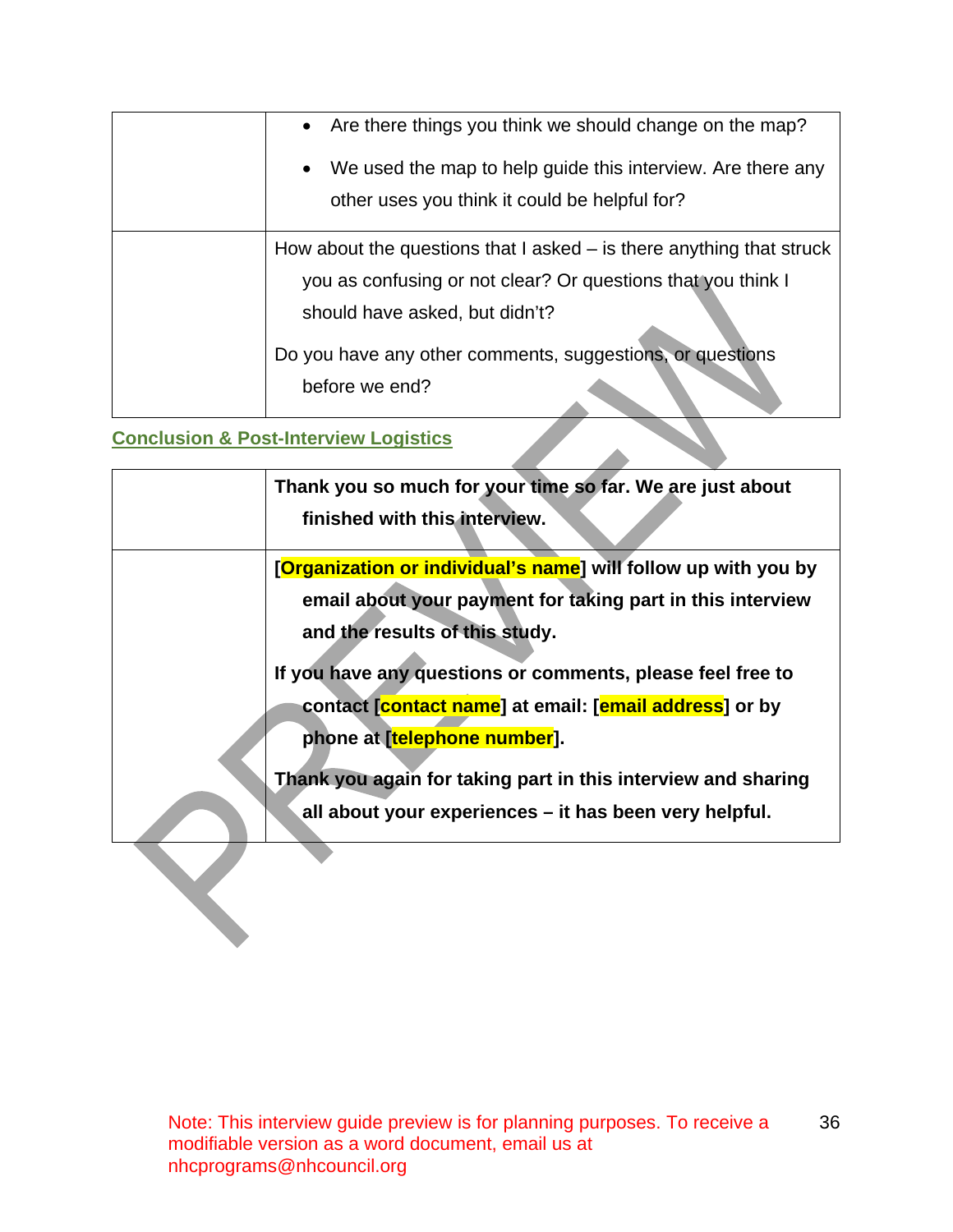| | |
|---|---|
| | • Are there things you think we should change on the map?<br>• We used the map to help guide this interview. Are there any other uses you think it could be helpful for? |
| | How about the questions that I asked – is there anything that struck you as confusing or not clear? Or questions that you think I should have asked, but didn't?<br><br>Do you have any other comments, suggestions, or questions before we end? |

## Conclusion & Post-Interview Logistics

| | |
|---|---|
| | **Thank you so much for your time so far. We are just about finished with this interview.** |
| | **[Organization or individual's name] will follow up with you by email about your payment for taking part in this interview and the results of this study.**<br><br>**If you have any questions or comments, please feel free to contact [contact name] at email: [email address] or by phone at [telephone number].**<br><br>**Thank you again for taking part in this interview and sharing all about your experiences – it has been very helpful.** |

Note: This interview guide preview is for planning purposes. To receive a modifiable version as a word document, email us at nhcprograms@nhcouncil.org